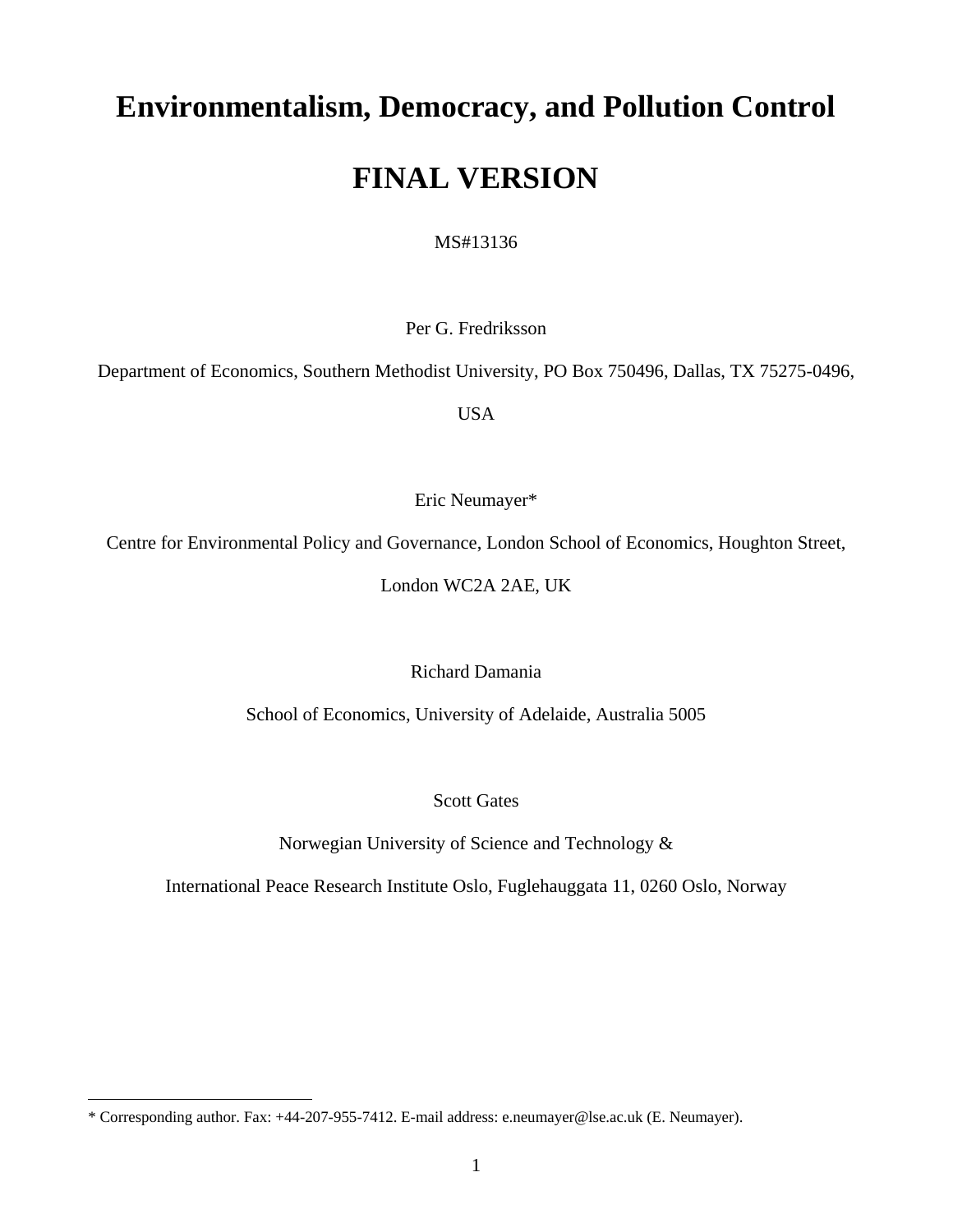# Environmentalism, Democracy, and Pollution Control

# FINAL VERSION

MS#13136

Per G. Fredriksson

Department of Economics, Southern Methodist University, PO Box 750496, Dallas, TX 75275-0496, USA

Eric Neumayer*

Centre for Environmental Policy and Governance, London School of Economics, Houghton Street, London WC2A 2AE, UK

Richard Damania

School of Economics, University of Adelaide, Australia 5005

Scott Gates

Norwegian University of Science and Technology &

International Peace Research Institute Oslo, Fuglehauggata 11, 0260 Oslo, Norway

---

* Corresponding author. Fax: +44-207-955-7412. E-mail address: e.neumayer@lse.ac.uk (E. Neumayer).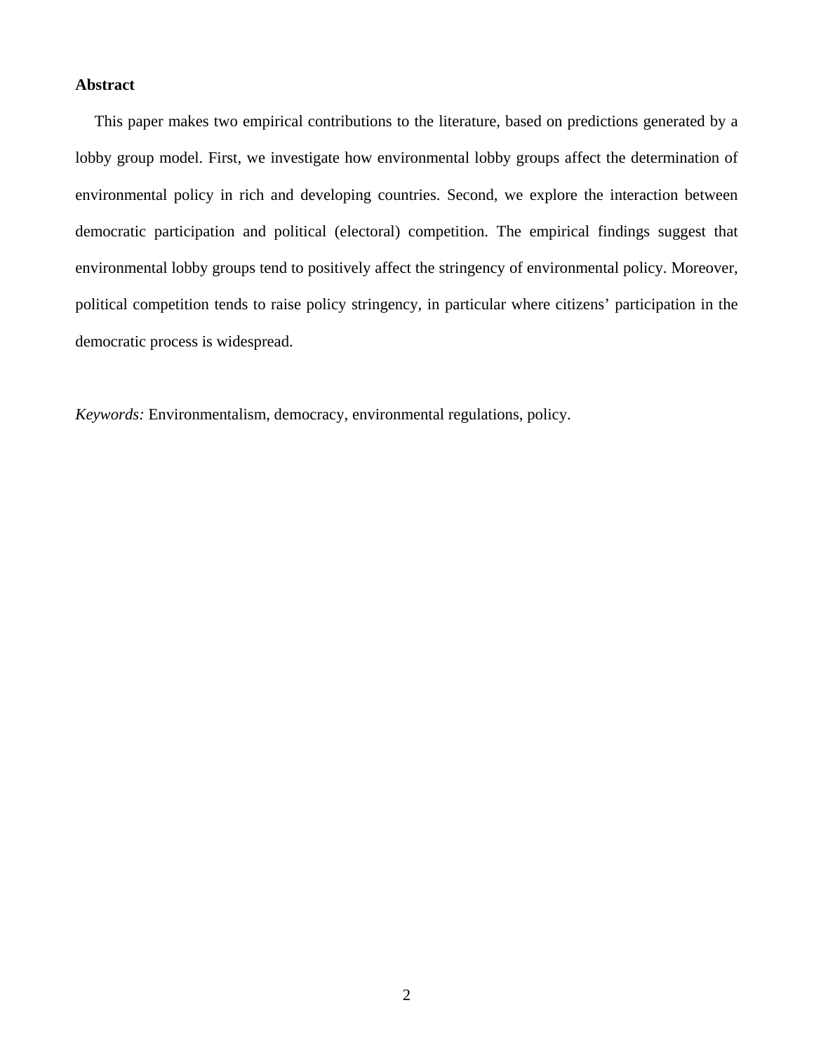**Abstract**

This paper makes two empirical contributions to the literature, based on predictions generated by a lobby group model. First, we investigate how environmental lobby groups affect the determination of environmental policy in rich and developing countries. Second, we explore the interaction between democratic participation and political (electoral) competition. The empirical findings suggest that environmental lobby groups tend to positively affect the stringency of environmental policy. Moreover, political competition tends to raise policy stringency, in particular where citizens' participation in the democratic process is widespread.

*Keywords:* Environmentalism, democracy, environmental regulations, policy.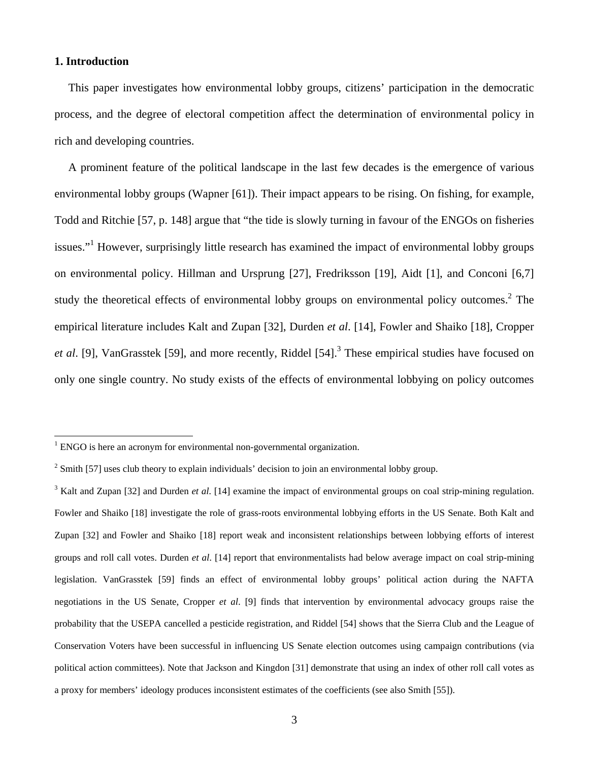## 1. Introduction

This paper investigates how environmental lobby groups, citizens' participation in the democratic process, and the degree of electoral competition affect the determination of environmental policy in rich and developing countries.

A prominent feature of the political landscape in the last few decades is the emergence of various environmental lobby groups (Wapner [61]). Their impact appears to be rising. On fishing, for example, Todd and Ritchie [57, p. 148] argue that "the tide is slowly turning in favour of the ENGOs on fisheries issues."[1] However, surprisingly little research has examined the impact of environmental lobby groups on environmental policy. Hillman and Ursprung [27], Fredriksson [19], Aidt [1], and Conconi [6,7] study the theoretical effects of environmental lobby groups on environmental policy outcomes.[2] The empirical literature includes Kalt and Zupan [32], Durden *et al*. [14], Fowler and Shaiko [18], Cropper *et al*. [9], VanGrasstek [59], and more recently, Riddel [54].[3] These empirical studies have focused on only one single country. No study exists of the effects of environmental lobbying on policy outcomes

---

[1] ENGO is here an acronym for environmental non-governmental organization.

[2] Smith [57] uses club theory to explain individuals' decision to join an environmental lobby group.

[3] Kalt and Zupan [32] and Durden *et al*. [14] examine the impact of environmental groups on coal strip-mining regulation. Fowler and Shaiko [18] investigate the role of grass-roots environmental lobbying efforts in the US Senate. Both Kalt and Zupan [32] and Fowler and Shaiko [18] report weak and inconsistent relationships between lobbying efforts of interest groups and roll call votes. Durden *et al*. [14] report that environmentalists had below average impact on coal strip-mining legislation. VanGrasstek [59] finds an effect of environmental lobby groups' political action during the NAFTA negotiations in the US Senate, Cropper *et al*. [9] finds that intervention by environmental advocacy groups raise the probability that the USEPA cancelled a pesticide registration, and Riddel [54] shows that the Sierra Club and the League of Conservation Voters have been successful in influencing US Senate election outcomes using campaign contributions (via political action committees). Note that Jackson and Kingdon [31] demonstrate that using an index of other roll call votes as a proxy for members' ideology produces inconsistent estimates of the coefficients (see also Smith [55]).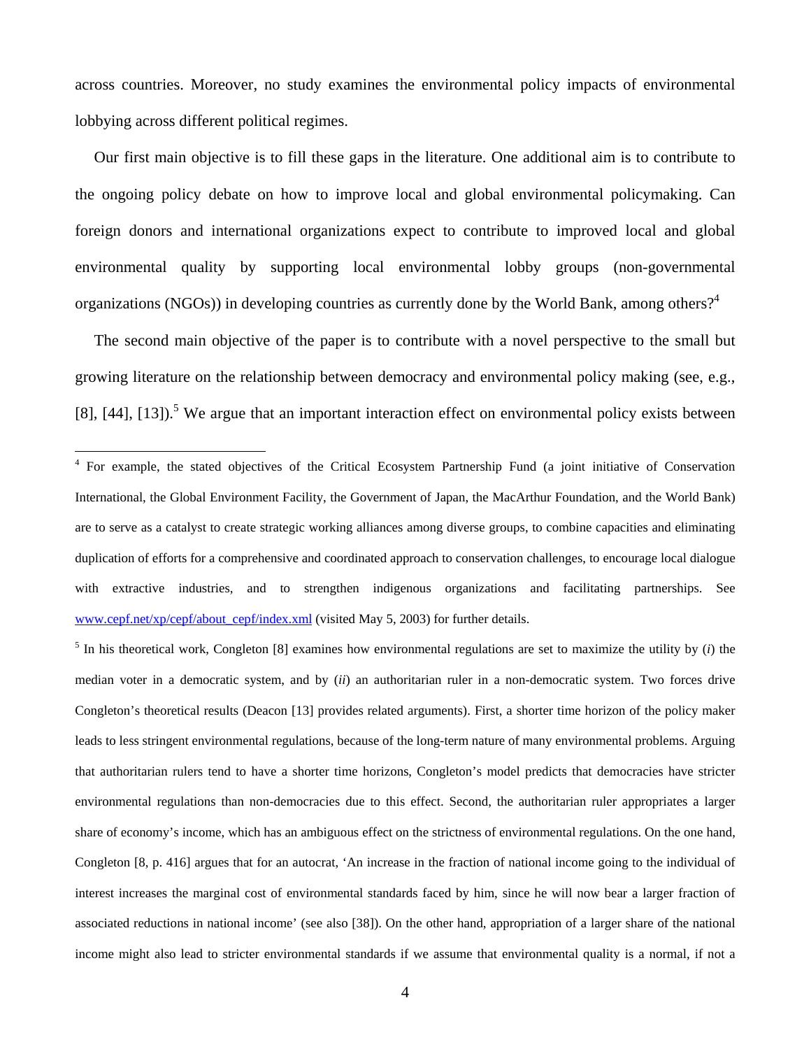across countries. Moreover, no study examines the environmental policy impacts of environmental lobbying across different political regimes.

Our first main objective is to fill these gaps in the literature. One additional aim is to contribute to the ongoing policy debate on how to improve local and global environmental policymaking. Can foreign donors and international organizations expect to contribute to improved local and global environmental quality by supporting local environmental lobby groups (non-governmental organizations (NGOs)) in developing countries as currently done by the World Bank, among others?[4]

The second main objective of the paper is to contribute with a novel perspective to the small but growing literature on the relationship between democracy and environmental policy making (see, e.g., [8], [44], [13]).[5] We argue that an important interaction effect on environmental policy exists between

---

[4] For example, the stated objectives of the Critical Ecosystem Partnership Fund (a joint initiative of Conservation International, the Global Environment Facility, the Government of Japan, the MacArthur Foundation, and the World Bank) are to serve as a catalyst to create strategic working alliances among diverse groups, to combine capacities and eliminating duplication of efforts for a comprehensive and coordinated approach to conservation challenges, to encourage local dialogue with extractive industries, and to strengthen indigenous organizations and facilitating partnerships. See www.cepf.net/xp/cepf/about_cepf/index.xml (visited May 5, 2003) for further details.

[5] In his theoretical work, Congleton [8] examines how environmental regulations are set to maximize the utility by (*i*) the median voter in a democratic system, and by (*ii*) an authoritarian ruler in a non-democratic system. Two forces drive Congleton's theoretical results (Deacon [13] provides related arguments). First, a shorter time horizon of the policy maker leads to less stringent environmental regulations, because of the long-term nature of many environmental problems. Arguing that authoritarian rulers tend to have a shorter time horizons, Congleton's model predicts that democracies have stricter environmental regulations than non-democracies due to this effect. Second, the authoritarian ruler appropriates a larger share of economy's income, which has an ambiguous effect on the strictness of environmental regulations. On the one hand, Congleton [8, p. 416] argues that for an autocrat, 'An increase in the fraction of national income going to the individual of interest increases the marginal cost of environmental standards faced by him, since he will now bear a larger fraction of associated reductions in national income' (see also [38]). On the other hand, appropriation of a larger share of the national income might also lead to stricter environmental standards if we assume that environmental quality is a normal, if not a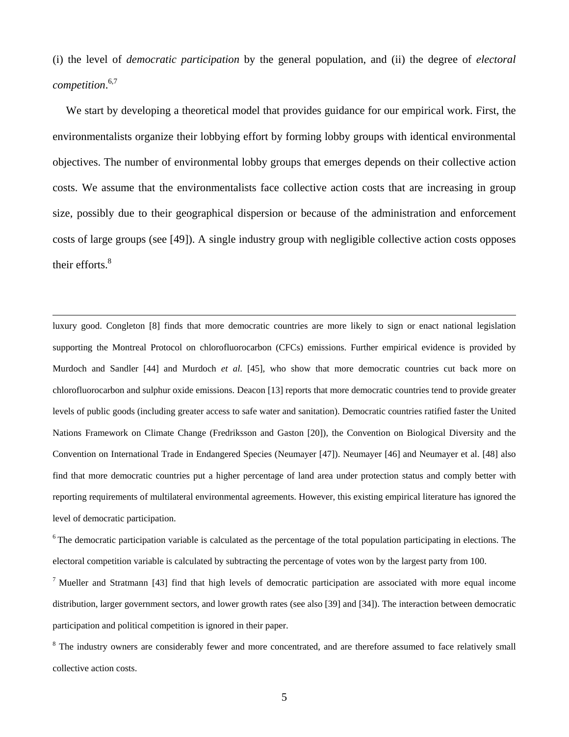(i) the level of *democratic participation* by the general population, and (ii) the degree of *electoral competition*.[6,7]

We start by developing a theoretical model that provides guidance for our empirical work. First, the environmentalists organize their lobbying effort by forming lobby groups with identical environmental objectives. The number of environmental lobby groups that emerges depends on their collective action costs. We assume that the environmentalists face collective action costs that are increasing in group size, possibly due to their geographical dispersion or because of the administration and enforcement costs of large groups (see [49]). A single industry group with negligible collective action costs opposes their efforts.[8]

---

luxury good. Congleton [8] finds that more democratic countries are more likely to sign or enact national legislation supporting the Montreal Protocol on chlorofluorocarbon (CFCs) emissions. Further empirical evidence is provided by Murdoch and Sandler [44] and Murdoch *et al*. [45], who show that more democratic countries cut back more on chlorofluorocarbon and sulphur oxide emissions. Deacon [13] reports that more democratic countries tend to provide greater levels of public goods (including greater access to safe water and sanitation). Democratic countries ratified faster the United Nations Framework on Climate Change (Fredriksson and Gaston [20]), the Convention on Biological Diversity and the Convention on International Trade in Endangered Species (Neumayer [47]). Neumayer [46] and Neumayer et al. [48] also find that more democratic countries put a higher percentage of land area under protection status and comply better with reporting requirements of multilateral environmental agreements. However, this existing empirical literature has ignored the level of democratic participation.

[6] The democratic participation variable is calculated as the percentage of the total population participating in elections. The electoral competition variable is calculated by subtracting the percentage of votes won by the largest party from 100.

[7] Mueller and Stratmann [43] find that high levels of democratic participation are associated with more equal income distribution, larger government sectors, and lower growth rates (see also [39] and [34]). The interaction between democratic participation and political competition is ignored in their paper.

[8] The industry owners are considerably fewer and more concentrated, and are therefore assumed to face relatively small collective action costs.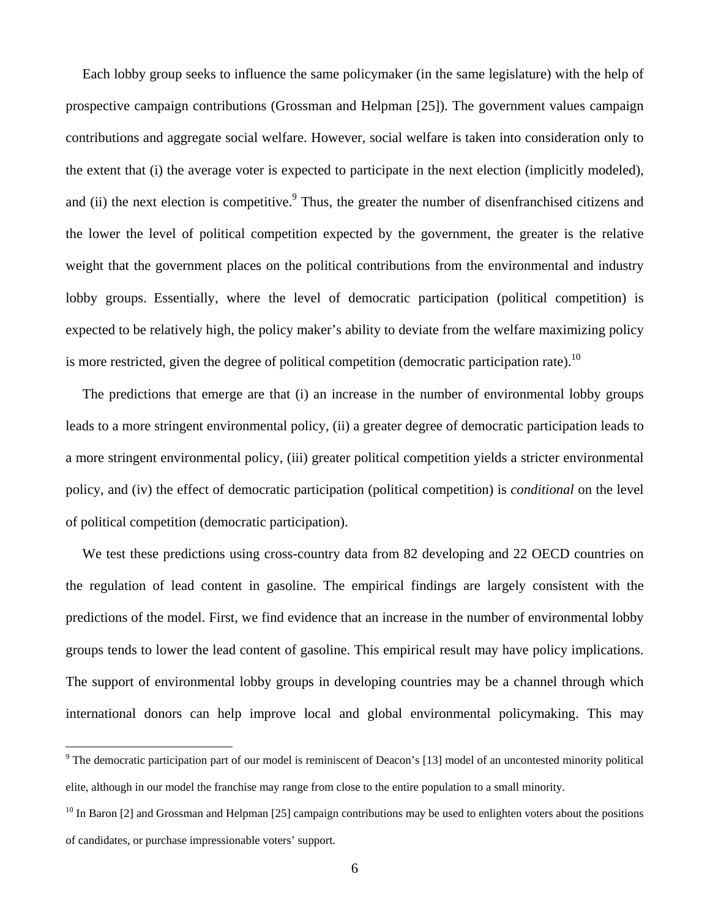Each lobby group seeks to influence the same policymaker (in the same legislature) with the help of prospective campaign contributions (Grossman and Helpman [25]). The government values campaign contributions and aggregate social welfare. However, social welfare is taken into consideration only to the extent that (i) the average voter is expected to participate in the next election (implicitly modeled), and (ii) the next election is competitive.[9] Thus, the greater the number of disenfranchised citizens and the lower the level of political competition expected by the government, the greater is the relative weight that the government places on the political contributions from the environmental and industry lobby groups. Essentially, where the level of democratic participation (political competition) is expected to be relatively high, the policy maker's ability to deviate from the welfare maximizing policy is more restricted, given the degree of political competition (democratic participation rate).[10]

The predictions that emerge are that (i) an increase in the number of environmental lobby groups leads to a more stringent environmental policy, (ii) a greater degree of democratic participation leads to a more stringent environmental policy, (iii) greater political competition yields a stricter environmental policy, and (iv) the effect of democratic participation (political competition) is *conditional* on the level of political competition (democratic participation).

We test these predictions using cross-country data from 82 developing and 22 OECD countries on the regulation of lead content in gasoline. The empirical findings are largely consistent with the predictions of the model. First, we find evidence that an increase in the number of environmental lobby groups tends to lower the lead content of gasoline. This empirical result may have policy implications. The support of environmental lobby groups in developing countries may be a channel through which international donors can help improve local and global environmental policymaking. This may

[9] The democratic participation part of our model is reminiscent of Deacon's [13] model of an uncontested minority political elite, although in our model the franchise may range from close to the entire population to a small minority.

[10] In Baron [2] and Grossman and Helpman [25] campaign contributions may be used to enlighten voters about the positions of candidates, or purchase impressionable voters' support.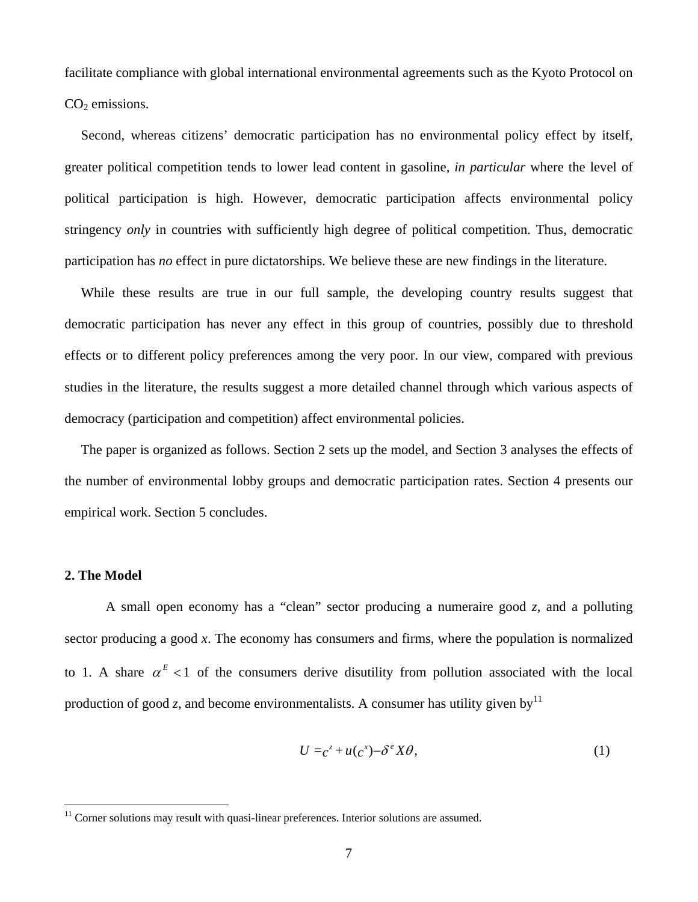facilitate compliance with global international environmental agreements such as the Kyoto Protocol on $CO_2$ emissions.

Second, whereas citizens' democratic participation has no environmental policy effect by itself, greater political competition tends to lower lead content in gasoline, *in particular* where the level of political participation is high. However, democratic participation affects environmental policy stringency *only* in countries with sufficiently high degree of political competition. Thus, democratic participation has *no* effect in pure dictatorships. We believe these are new findings in the literature.

While these results are true in our full sample, the developing country results suggest that democratic participation has never any effect in this group of countries, possibly due to threshold effects or to different policy preferences among the very poor. In our view, compared with previous studies in the literature, the results suggest a more detailed channel through which various aspects of democracy (participation and competition) affect environmental policies.

The paper is organized as follows. Section 2 sets up the model, and Section 3 analyses the effects of the number of environmental lobby groups and democratic participation rates. Section 4 presents our empirical work. Section 5 concludes.

## 2. The Model

A small open economy has a "clean" sector producing a numeraire good *z*, and a polluting sector producing a good *x*. The economy has consumers and firms, where the population is normalized to 1. A share $\alpha^E < 1$ of the consumers derive disutility from pollution associated with the local production of good *z*, and become environmentalists. A consumer has utility given by[11]

$$U = c^z + u(c^x) - \delta^e X\theta, \tag{1}$$

[11] Corner solutions may result with quasi-linear preferences. Interior solutions are assumed.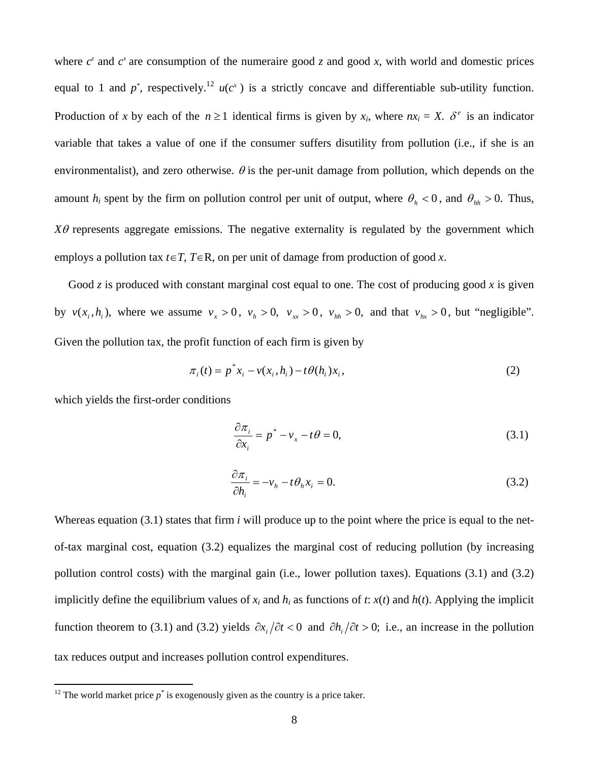where $c^z$ and $c^x$ are consumption of the numeraire good *z* and good *x*, with world and domestic prices equal to 1 and $p^*$, respectively.[12] $u(c^x)$ is a strictly concave and differentiable sub-utility function. Production of *x* by each of the $n \geq 1$ identical firms is given by $x_i$, where $nx_i = X$. $\delta^e$ is an indicator variable that takes a value of one if the consumer suffers disutility from pollution (i.e., if she is an environmentalist), and zero otherwise. $\theta$ is the per-unit damage from pollution, which depends on the amount $h_i$ spent by the firm on pollution control per unit of output, where $\theta_h < 0$, and $\theta_{hh} > 0$. Thus, $X\theta$ represents aggregate emissions. The negative externality is regulated by the government which employs a pollution tax $t \in T$, $T \in \mathrm{R}$, on per unit of damage from production of good *x*.

Good *z* is produced with constant marginal cost equal to one. The cost of producing good *x* is given by $v(x_i, h_i)$, where we assume $v_x > 0$, $v_h > 0$, $v_{xx} > 0$, $v_{hh} > 0$, and that $v_{hx} > 0$, but "negligible". Given the pollution tax, the profit function of each firm is given by

$$\pi_i(t) = p^* x_i - v(x_i, h_i) - t\theta(h_i)x_i, \tag{2}$$

which yields the first-order conditions

$$\frac{\partial \pi_i}{\partial x_i} = p^* - v_x - t\theta = 0, \tag{3.1}$$

$$\frac{\partial \pi_i}{\partial h_i} = -v_h - t\theta_h x_i = 0. \tag{3.2}$$

Whereas equation (3.1) states that firm *i* will produce up to the point where the price is equal to the net-of-tax marginal cost, equation (3.2) equalizes the marginal cost of reducing pollution (by increasing pollution control costs) with the marginal gain (i.e., lower pollution taxes). Equations (3.1) and (3.2) implicitly define the equilibrium values of $x_i$ and $h_i$ as functions of *t*: $x(t)$ and $h(t)$. Applying the implicit function theorem to (3.1) and (3.2) yields $\partial x_i / \partial t < 0$ and $\partial h_i / \partial t > 0$; i.e., an increase in the pollution tax reduces output and increases pollution control expenditures.

[12] The world market price $p^*$ is exogenously given as the country is a price taker.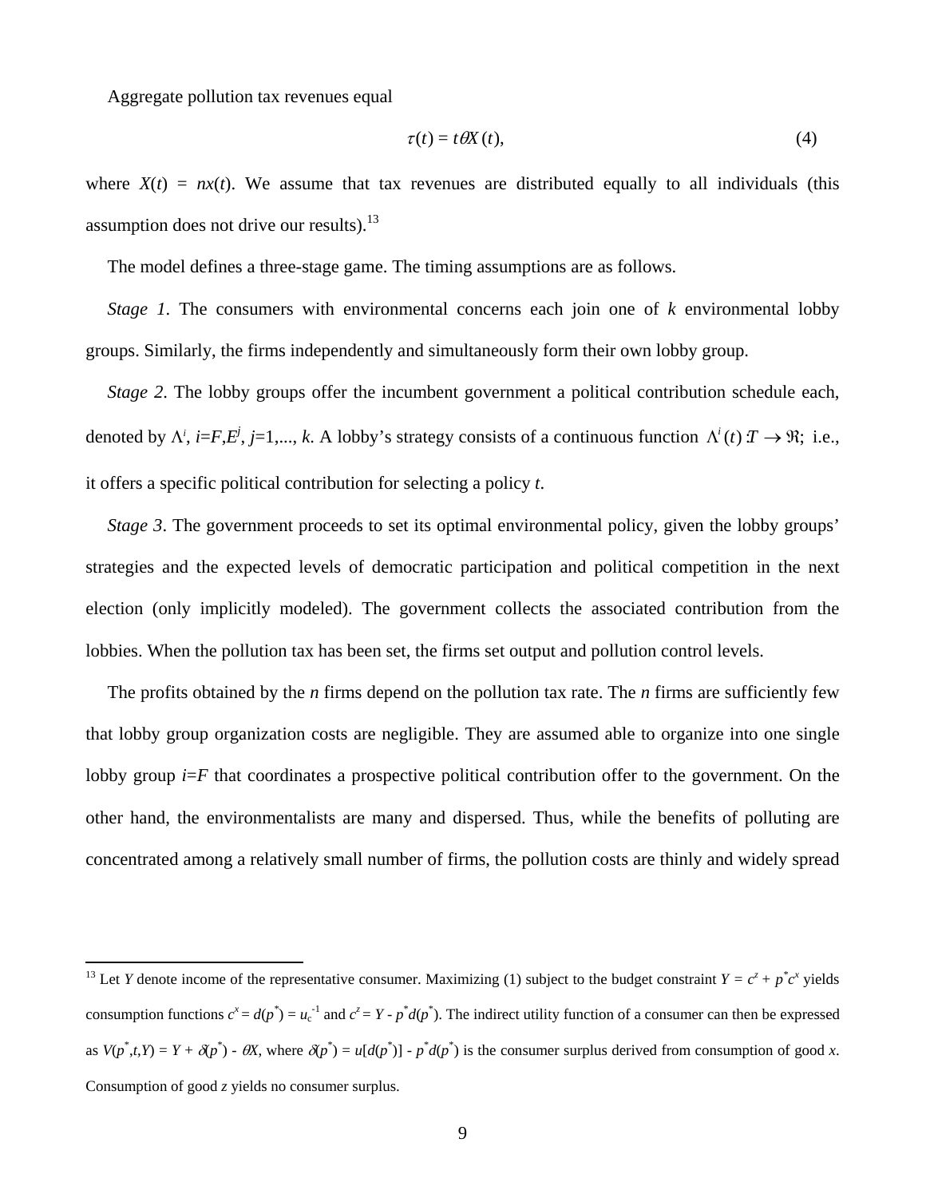Aggregate pollution tax revenues equal

$$\tau(t) = t\theta X(t), \tag{4}$$

where $X(t) = nx(t)$. We assume that tax revenues are distributed equally to all individuals (this assumption does not drive our results).[13]

The model defines a three-stage game. The timing assumptions are as follows.

*Stage 1*. The consumers with environmental concerns each join one of $k$ environmental lobby groups. Similarly, the firms independently and simultaneously form their own lobby group.

*Stage 2*. The lobby groups offer the incumbent government a political contribution schedule each, denoted by $\Lambda^i$, $i$=$F$,$E^j$, $j$=1,..., $k$. A lobby's strategy consists of a continuous function $\Lambda^i(t) : T \rightarrow \Re$; i.e., it offers a specific political contribution for selecting a policy $t$.

*Stage 3*. The government proceeds to set its optimal environmental policy, given the lobby groups' strategies and the expected levels of democratic participation and political competition in the next election (only implicitly modeled). The government collects the associated contribution from the lobbies. When the pollution tax has been set, the firms set output and pollution control levels.

The profits obtained by the $n$ firms depend on the pollution tax rate. The $n$ firms are sufficiently few that lobby group organization costs are negligible. They are assumed able to organize into one single lobby group $i$=$F$ that coordinates a prospective political contribution offer to the government. On the other hand, the environmentalists are many and dispersed. Thus, while the benefits of polluting are concentrated among a relatively small number of firms, the pollution costs are thinly and widely spread

---

[13] Let $Y$ denote income of the representative consumer. Maximizing (1) subject to the budget constraint $Y = c^z + p^*c^x$ yields consumption functions $c^x = d(p^*) = u_c^{-1}$ and $c^z = Y - p^*d(p^*)$. The indirect utility function of a consumer can then be expressed as $V(p^*,t,Y) = Y + \delta(p^*) - \theta X$, where $\delta(p^*) = u[d(p^*)] - p^*d(p^*)$ is the consumer surplus derived from consumption of good $x$. Consumption of good $z$ yields no consumer surplus.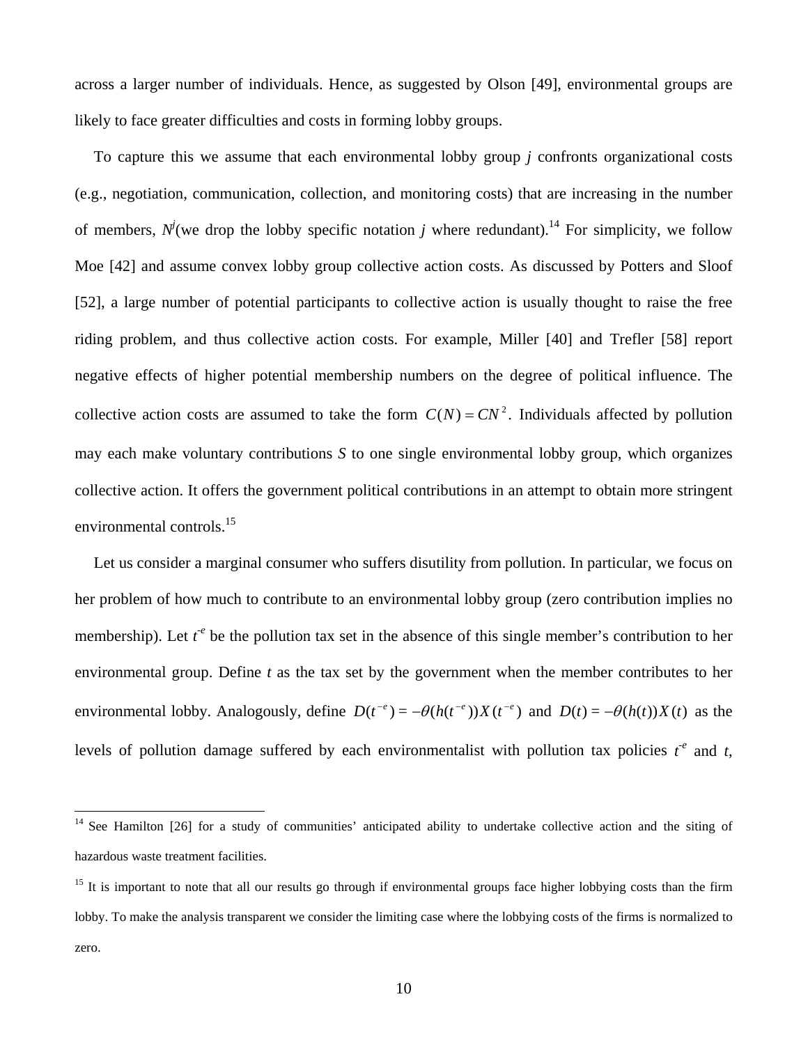across a larger number of individuals. Hence, as suggested by Olson [49], environmental groups are likely to face greater difficulties and costs in forming lobby groups.

To capture this we assume that each environmental lobby group *j* confronts organizational costs (e.g., negotiation, communication, collection, and monitoring costs) that are increasing in the number of members, $N^j$(we drop the lobby specific notation *j* where redundant).[14] For simplicity, we follow Moe [42] and assume convex lobby group collective action costs. As discussed by Potters and Sloof [52], a large number of potential participants to collective action is usually thought to raise the free riding problem, and thus collective action costs. For example, Miller [40] and Trefler [58] report negative effects of higher potential membership numbers on the degree of political influence. The collective action costs are assumed to take the form $C(N) = CN^2$. Individuals affected by pollution may each make voluntary contributions *S* to one single environmental lobby group, which organizes collective action. It offers the government political contributions in an attempt to obtain more stringent environmental controls.[15]

Let us consider a marginal consumer who suffers disutility from pollution. In particular, we focus on her problem of how much to contribute to an environmental lobby group (zero contribution implies no membership). Let $t^{-e}$ be the pollution tax set in the absence of this single member's contribution to her environmental group. Define *t* as the tax set by the government when the member contributes to her environmental lobby. Analogously, define $D(t^{-e}) = -\theta(h(t^{-e}))X(t^{-e})$ and $D(t) = -\theta(h(t))X(t)$ as the levels of pollution damage suffered by each environmentalist with pollution tax policies $t^{-e}$ and *t*,

[14] See Hamilton [26] for a study of communities' anticipated ability to undertake collective action and the siting of hazardous waste treatment facilities.

[15] It is important to note that all our results go through if environmental groups face higher lobbying costs than the firm lobby. To make the analysis transparent we consider the limiting case where the lobbying costs of the firms is normalized to zero.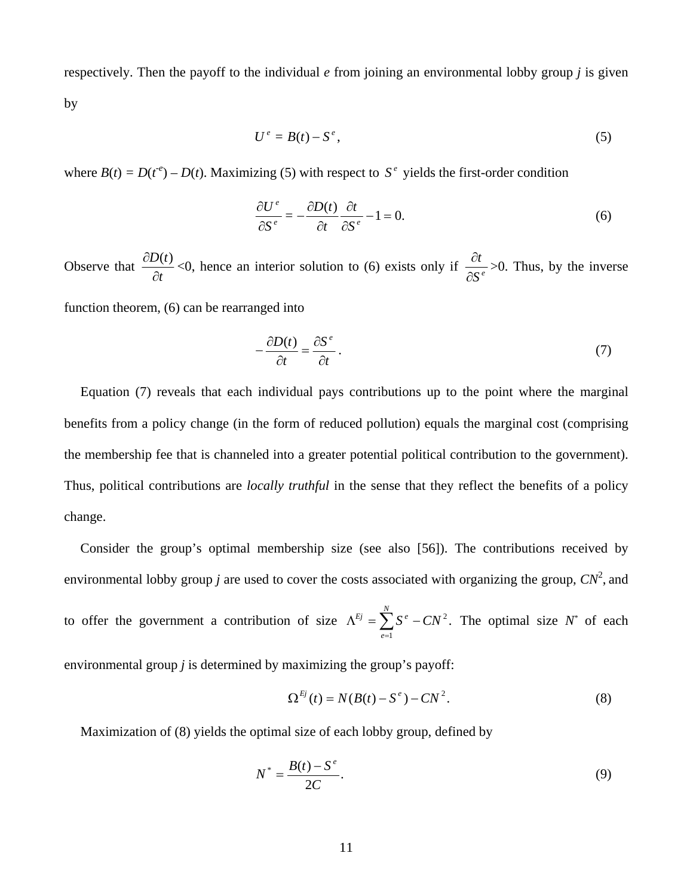respectively. Then the payoff to the individual *e* from joining an environmental lobby group *j* is given by

$$U^e = B(t) - S^e, \tag{5}$$

where $B(t) = D(t^{-e}) - D(t)$. Maximizing (5) with respect to $S^e$ yields the first-order condition

$$\frac{\partial U^e}{\partial S^e} = -\frac{\partial D(t)}{\partial t}\frac{\partial t}{\partial S^e} - 1 = 0. \tag{6}$$

Observe that $\frac{\partial D(t)}{\partial t}$ <0, hence an interior solution to (6) exists only if $\frac{\partial t}{\partial S^e}$ >0. Thus, by the inverse function theorem, (6) can be rearranged into

$$-\frac{\partial D(t)}{\partial t} = \frac{\partial S^e}{\partial t}. \tag{7}$$

Equation (7) reveals that each individual pays contributions up to the point where the marginal benefits from a policy change (in the form of reduced pollution) equals the marginal cost (comprising the membership fee that is channeled into a greater potential political contribution to the government). Thus, political contributions are *locally truthful* in the sense that they reflect the benefits of a policy change.

Consider the group's optimal membership size (see also [56]). The contributions received by environmental lobby group *j* are used to cover the costs associated with organizing the group, $CN^2$, and to offer the government a contribution of size $\Lambda^{Ej} = \sum_{e=1}^{N} S^e - CN^2$. The optimal size $N^*$ of each environmental group *j* is determined by maximizing the group's payoff:

$$\Omega^{Ej}(t) = N(B(t) - S^e) - CN^2. \tag{8}$$

Maximization of (8) yields the optimal size of each lobby group, defined by

$$N^* = \frac{B(t) - S^e}{2C}. \tag{9}$$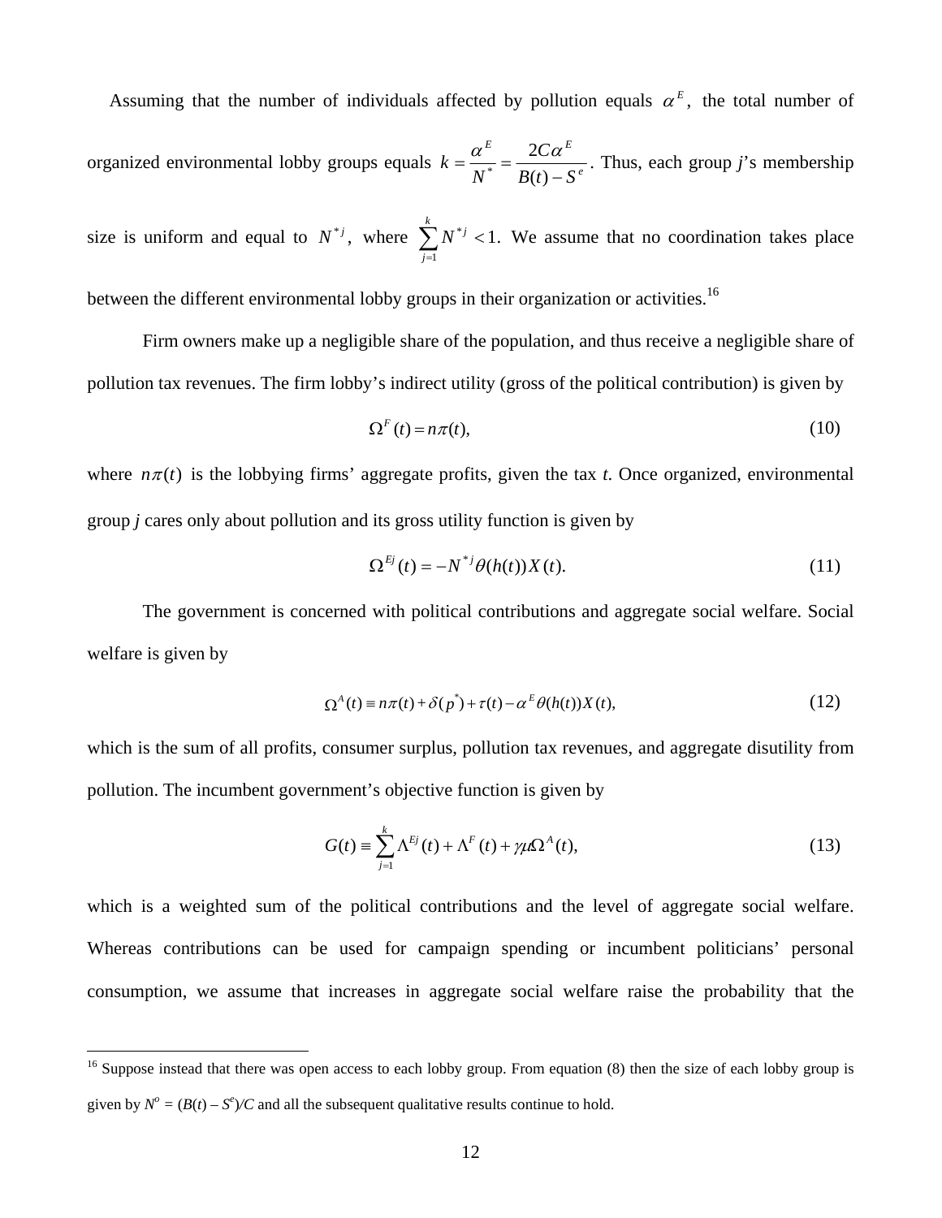Assuming that the number of individuals affected by pollution equals $\alpha^E$, the total number of organized environmental lobby groups equals $k = \frac{\alpha^E}{N^*} = \frac{2C\alpha^E}{B(t) - S^e}$. Thus, each group *j*'s membership size is uniform and equal to $N^{*j}$, where $\sum_{j=1}^{k} N^{*j} < 1$. We assume that no coordination takes place between the different environmental lobby groups in their organization or activities.[16]

Firm owners make up a negligible share of the population, and thus receive a negligible share of pollution tax revenues. The firm lobby's indirect utility (gross of the political contribution) is given by

$$\Omega^F(t) = n\pi(t), \tag{10}$$

where $n\pi(t)$ is the lobbying firms' aggregate profits, given the tax *t*. Once organized, environmental group *j* cares only about pollution and its gross utility function is given by

$$\Omega^{Ej}(t) = -N^{*j}\theta(h(t))X(t). \tag{11}$$

The government is concerned with political contributions and aggregate social welfare. Social welfare is given by

$$\Omega^A(t) \equiv n\pi(t) + \delta(p^*) + \tau(t) - \alpha^E\theta(h(t))X(t), \tag{12}$$

which is the sum of all profits, consumer surplus, pollution tax revenues, and aggregate disutility from pollution. The incumbent government's objective function is given by

$$G(t) \equiv \sum_{j=1}^{k} \Lambda^{Ej}(t) + \Lambda^F(t) + \gamma\mu\Omega^A(t), \tag{13}$$

which is a weighted sum of the political contributions and the level of aggregate social welfare. Whereas contributions can be used for campaign spending or incumbent politicians' personal consumption, we assume that increases in aggregate social welfare raise the probability that the

---

[16] Suppose instead that there was open access to each lobby group. From equation (8) then the size of each lobby group is given by $N^o = (B(t) - S^e)/C$ and all the subsequent qualitative results continue to hold.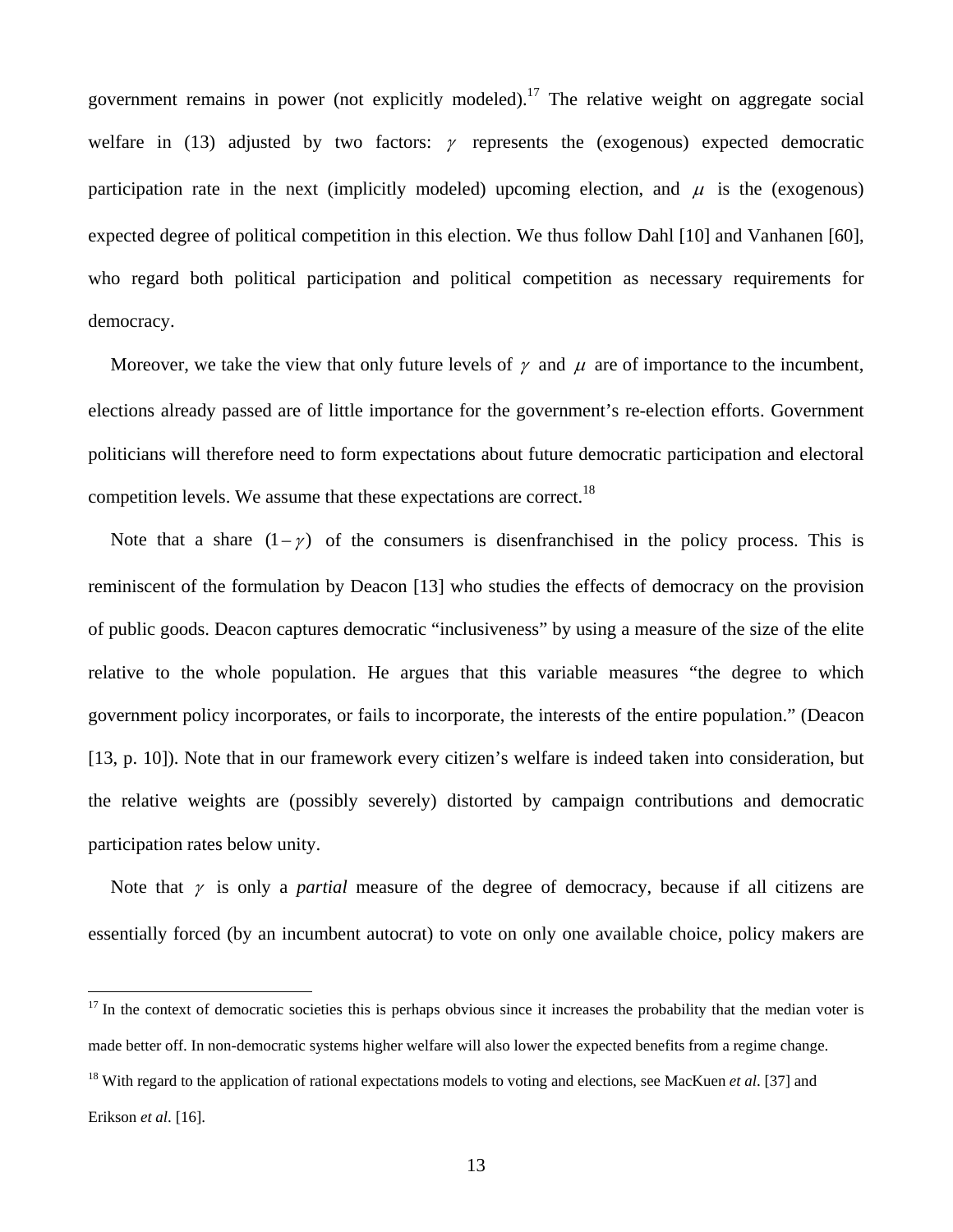government remains in power (not explicitly modeled).[17] The relative weight on aggregate social welfare in (13) adjusted by two factors: $\gamma$ represents the (exogenous) expected democratic participation rate in the next (implicitly modeled) upcoming election, and $\mu$ is the (exogenous) expected degree of political competition in this election. We thus follow Dahl [10] and Vanhanen [60], who regard both political participation and political competition as necessary requirements for democracy.

Moreover, we take the view that only future levels of $\gamma$ and $\mu$ are of importance to the incumbent, elections already passed are of little importance for the government's re-election efforts. Government politicians will therefore need to form expectations about future democratic participation and electoral competition levels. We assume that these expectations are correct.[18]

Note that a share $(1-\gamma)$ of the consumers is disenfranchised in the policy process. This is reminiscent of the formulation by Deacon [13] who studies the effects of democracy on the provision of public goods. Deacon captures democratic "inclusiveness" by using a measure of the size of the elite relative to the whole population. He argues that this variable measures "the degree to which government policy incorporates, or fails to incorporate, the interests of the entire population." (Deacon [13, p. 10]). Note that in our framework every citizen's welfare is indeed taken into consideration, but the relative weights are (possibly severely) distorted by campaign contributions and democratic participation rates below unity.

Note that $\gamma$ is only a *partial* measure of the degree of democracy, because if all citizens are essentially forced (by an incumbent autocrat) to vote on only one available choice, policy makers are

---

[17] In the context of democratic societies this is perhaps obvious since it increases the probability that the median voter is made better off. In non-democratic systems higher welfare will also lower the expected benefits from a regime change.

[18] With regard to the application of rational expectations models to voting and elections, see MacKuen *et al*. [37] and Erikson *et al*. [16].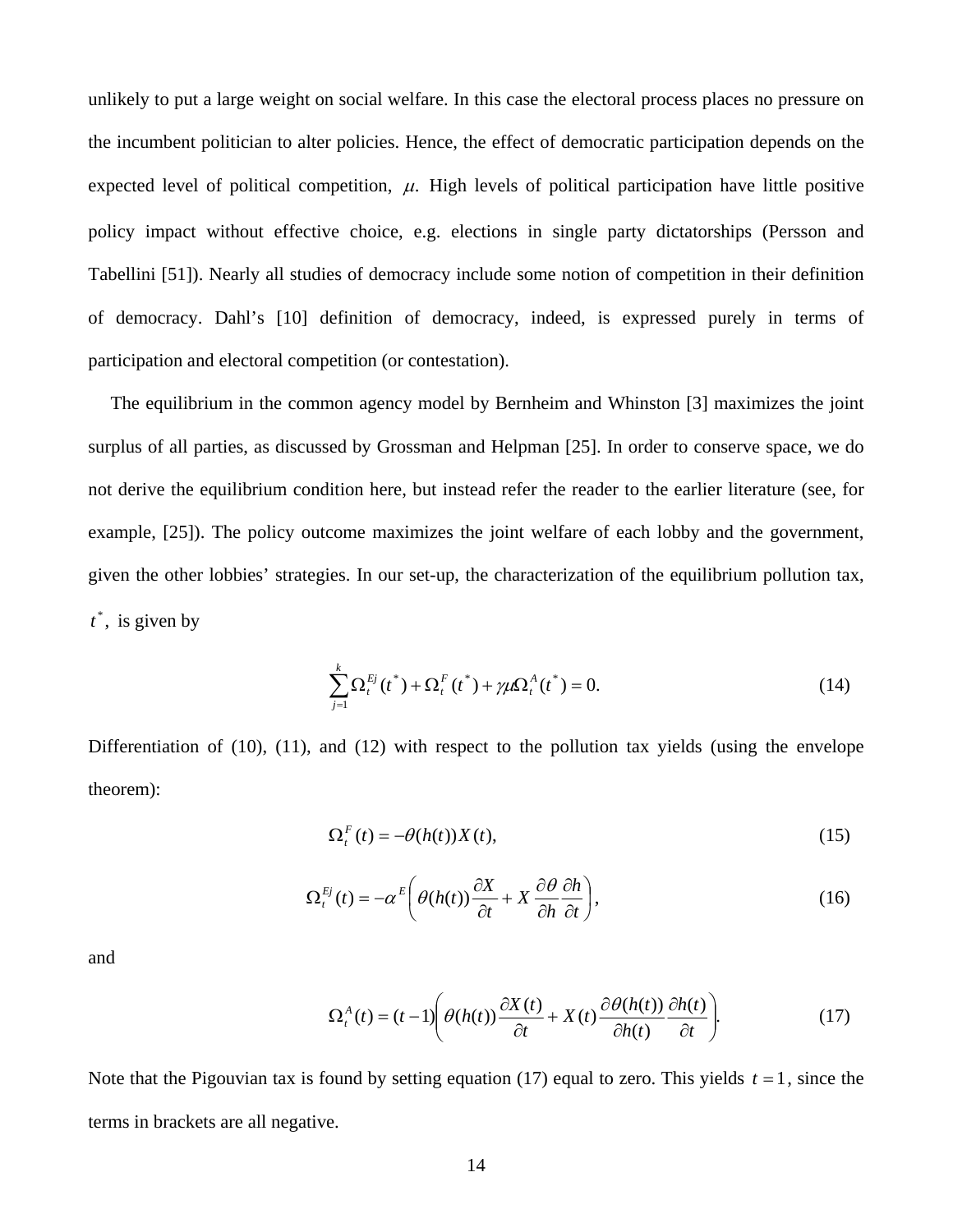unlikely to put a large weight on social welfare. In this case the electoral process places no pressure on the incumbent politician to alter policies. Hence, the effect of democratic participation depends on the expected level of political competition, $\mu$. High levels of political participation have little positive policy impact without effective choice, e.g. elections in single party dictatorships (Persson and Tabellini [51]). Nearly all studies of democracy include some notion of competition in their definition of democracy. Dahl's [10] definition of democracy, indeed, is expressed purely in terms of participation and electoral competition (or contestation).

The equilibrium in the common agency model by Bernheim and Whinston [3] maximizes the joint surplus of all parties, as discussed by Grossman and Helpman [25]. In order to conserve space, we do not derive the equilibrium condition here, but instead refer the reader to the earlier literature (see, for example, [25]). The policy outcome maximizes the joint welfare of each lobby and the government, given the other lobbies' strategies. In our set-up, the characterization of the equilibrium pollution tax, $t^*$, is given by

$$\sum_{j=1}^{k} \Omega_t^{Ej}(t^*) + \Omega_t^F(t^*) + \gamma\mu\Omega_t^A(t^*) = 0. \tag{14}$$

Differentiation of (10), (11), and (12) with respect to the pollution tax yields (using the envelope theorem):

$$\Omega_t^F(t) = -\theta(h(t))X(t), \tag{15}$$

$$\Omega_t^{Ej}(t) = -\alpha^E\left(\theta(h(t))\frac{\partial X}{\partial t} + X\frac{\partial \theta}{\partial h}\frac{\partial h}{\partial t}\right), \tag{16}$$

and

$$\Omega_t^A(t) = (t-1)\left(\theta(h(t))\frac{\partial X(t)}{\partial t} + X(t)\frac{\partial \theta(h(t))}{\partial h(t)}\frac{\partial h(t)}{\partial t}\right). \tag{17}$$

Note that the Pigouvian tax is found by setting equation (17) equal to zero. This yields $t = 1$, since the terms in brackets are all negative.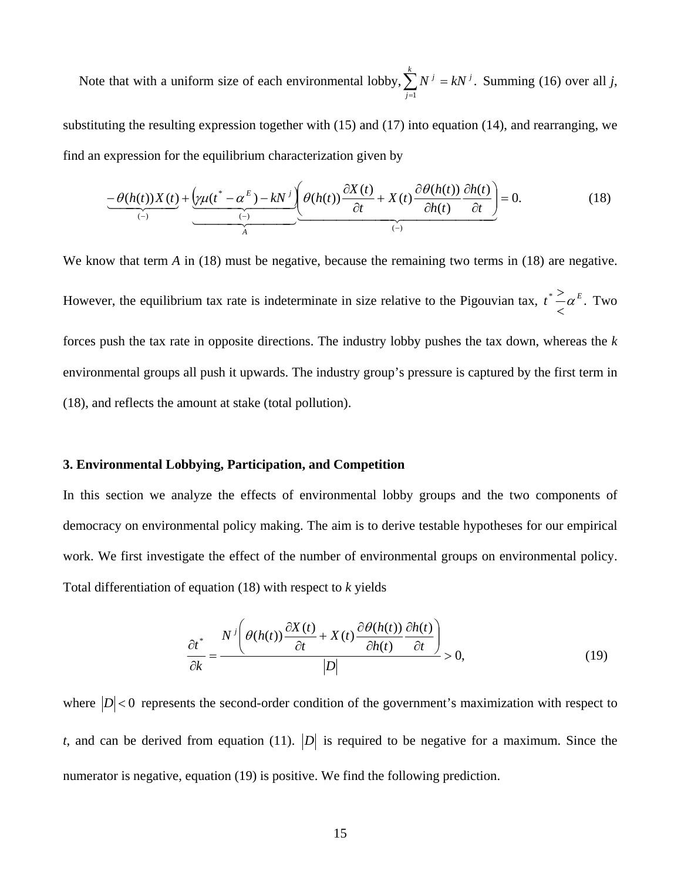Note that with a uniform size of each environmental lobby, $\sum_{j=1}^{k} N^j = kN^j$. Summing (16) over all $j$, substituting the resulting expression together with (15) and (17) into equation (14), and rearranging, we find an expression for the equilibrium characterization given by

$$\underbrace{-\theta(h(t))X(t)}_{(-)} + \underbrace{\left(\underbrace{\gamma\mu(t^* - \alpha^E)}_{(-)} - kN^j\right)}_{A} \underbrace{\left(\theta(h(t))\frac{\partial X(t)}{\partial t} + X(t)\frac{\partial \theta(h(t))}{\partial h(t)}\frac{\partial h(t)}{\partial t}\right)}_{(-)} = 0. \tag{18}$$

We know that term $A$ in (18) must be negative, because the remaining two terms in (18) are negative. However, the equilibrium tax rate is indeterminate in size relative to the Pigouvian tax, $t^* \gtrless \alpha^E$. Two forces push the tax rate in opposite directions. The industry lobby pushes the tax down, whereas the $k$ environmental groups all push it upwards. The industry group's pressure is captured by the first term in (18), and reflects the amount at stake (total pollution).

### 3. Environmental Lobbying, Participation, and Competition

In this section we analyze the effects of environmental lobby groups and the two components of democracy on environmental policy making. The aim is to derive testable hypotheses for our empirical work. We first investigate the effect of the number of environmental groups on environmental policy. Total differentiation of equation (18) with respect to $k$ yields

$$\frac{\partial t^*}{\partial k} = \frac{N^j\left(\theta(h(t))\frac{\partial X(t)}{\partial t} + X(t)\frac{\partial \theta(h(t))}{\partial h(t)}\frac{\partial h(t)}{\partial t}\right)}{|D|} > 0, \tag{19}$$

where $|D| < 0$ represents the second-order condition of the government's maximization with respect to $t$, and can be derived from equation (11). $|D|$ is required to be negative for a maximum. Since the numerator is negative, equation (19) is positive. We find the following prediction.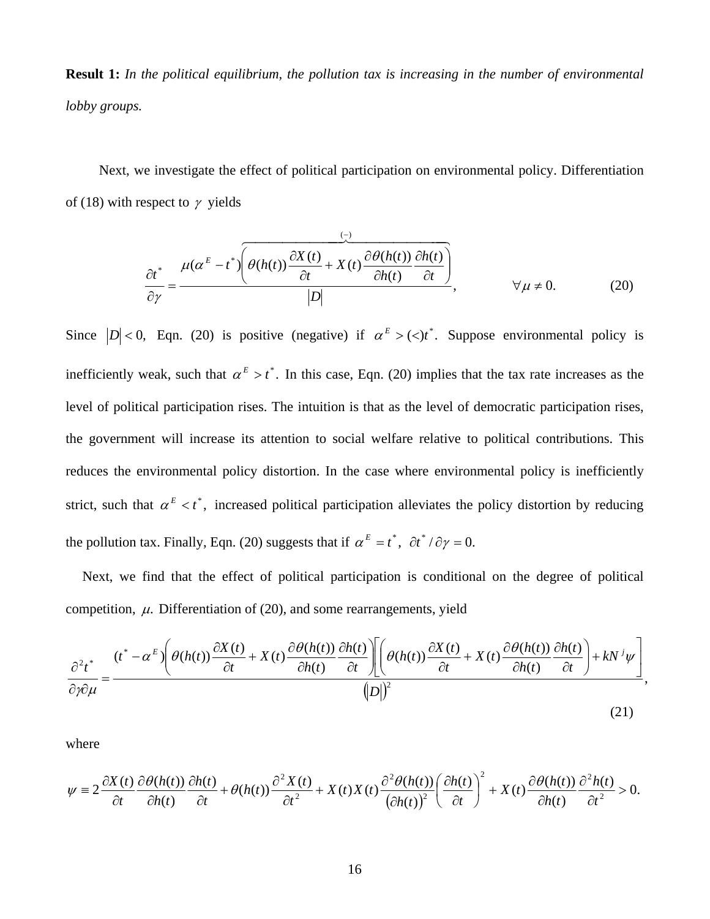**Result 1:** *In the political equilibrium, the pollution tax is increasing in the number of environmental lobby groups.*

Next, we investigate the effect of political participation on environmental policy. Differentiation of (18) with respect to $\gamma$ yields

$$\frac{\partial t^*}{\partial \gamma} = \frac{\mu(\alpha^E - t^*)\overbrace{\left(\theta(h(t))\frac{\partial X(t)}{\partial t} + X(t)\frac{\partial \theta(h(t))}{\partial h(t)}\frac{\partial h(t)}{\partial t}\right)}^{(-)}}{|D|}, \qquad \forall \mu \neq 0. \tag{20}$$

Since $|D| < 0,$ Eqn. (20) is positive (negative) if $\alpha^E > (<) t^*.$ Suppose environmental policy is inefficiently weak, such that $\alpha^E > t^*.$ In this case, Eqn. (20) implies that the tax rate increases as the level of political participation rises. The intuition is that as the level of democratic participation rises, the government will increase its attention to social welfare relative to political contributions. This reduces the environmental policy distortion. In the case where environmental policy is inefficiently strict, such that $\alpha^E < t^*,$ increased political participation alleviates the policy distortion by reducing the pollution tax. Finally, Eqn. (20) suggests that if $\alpha^E = t^*,$ $\partial t^* / \partial \gamma = 0.$

Next, we find that the effect of political participation is conditional on the degree of political competition, $\mu.$ Differentiation of (20), and some rearrangements, yield

$$\frac{\partial^2 t^*}{\partial \gamma \partial \mu} = \frac{(t^* - \alpha^E)\left(\theta(h(t))\frac{\partial X(t)}{\partial t} + X(t)\frac{\partial \theta(h(t))}{\partial h(t)}\frac{\partial h(t)}{\partial t}\right)\left[\left(\theta(h(t))\frac{\partial X(t)}{\partial t} + X(t)\frac{\partial \theta(h(t))}{\partial h(t)}\frac{\partial h(t)}{\partial t}\right) + kN^j\psi\right]}{\left(|D|\right)^2}, \tag{21}$$

where

$$\psi \equiv 2\frac{\partial X(t)}{\partial t}\frac{\partial \theta(h(t))}{\partial h(t)}\frac{\partial h(t)}{\partial t} + \theta(h(t))\frac{\partial^2 X(t)}{\partial t^2} + X(t)X(t)\frac{\partial^2 \theta(h(t))}{\left(\partial h(t)\right)^2}\left(\frac{\partial h(t)}{\partial t}\right)^2 + X(t)\frac{\partial \theta(h(t))}{\partial h(t)}\frac{\partial^2 h(t)}{\partial t^2} > 0.$$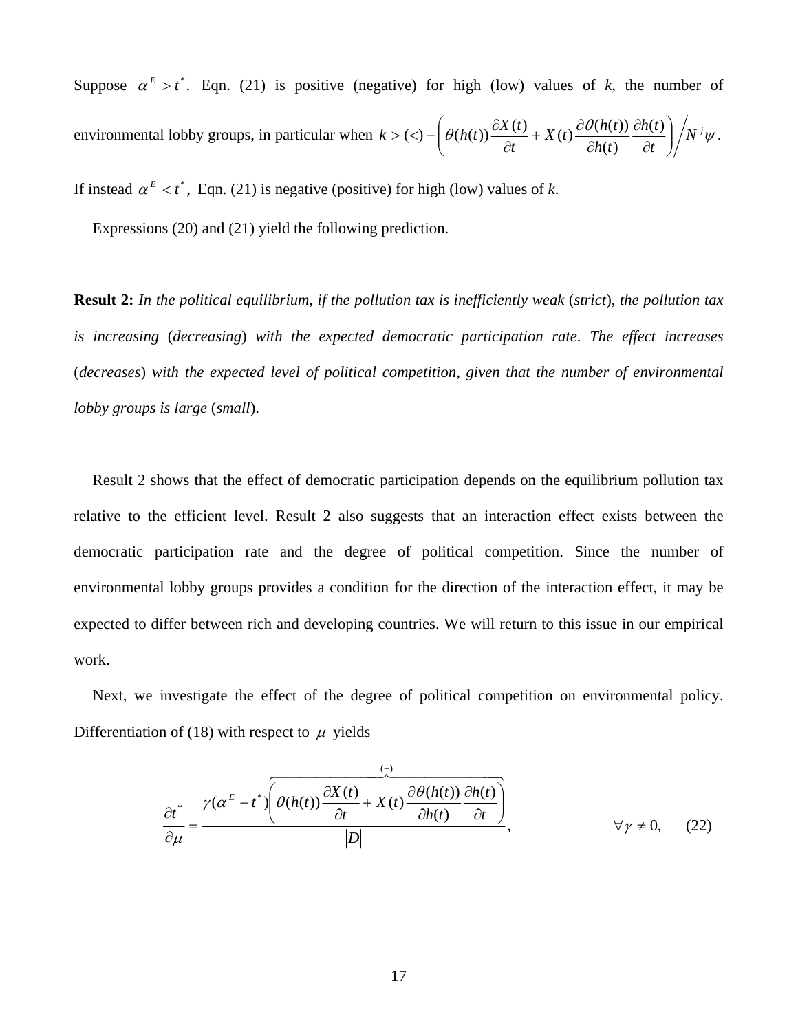Suppose $\alpha^E > t^*$. Eqn. (21) is positive (negative) for high (low) values of *k*, the number of environmental lobby groups, in particular when $k > (<) - \left( \theta(h(t)) \frac{\partial X(t)}{\partial t} + X(t) \frac{\partial \theta(h(t))}{\partial h(t)} \frac{\partial h(t)}{\partial t} \right) \Big/ N^j \psi$. If instead $\alpha^E < t^*$, Eqn. (21) is negative (positive) for high (low) values of *k*.

Expressions (20) and (21) yield the following prediction.

**Result 2:** *In the political equilibrium, if the pollution tax is inefficiently weak* (*strict*), *the pollution tax is increasing* (*decreasing*) *with the expected democratic participation rate*. *The effect increases* (*decreases*) *with the expected level of political competition, given that the number of environmental lobby groups is large* (*small*).

Result 2 shows that the effect of democratic participation depends on the equilibrium pollution tax relative to the efficient level. Result 2 also suggests that an interaction effect exists between the democratic participation rate and the degree of political competition. Since the number of environmental lobby groups provides a condition for the direction of the interaction effect, it may be expected to differ between rich and developing countries. We will return to this issue in our empirical work.

Next, we investigate the effect of the degree of political competition on environmental policy. Differentiation of (18) with respect to $\mu$ yields

$$\frac{\partial t^*}{\partial \mu} = \frac{\gamma(\alpha^E - t^*) \overbrace{\left( \theta(h(t)) \frac{\partial X(t)}{\partial t} + X(t) \frac{\partial \theta(h(t))}{\partial h(t)} \frac{\partial h(t)}{\partial t} \right)}^{(-)}}{|D|}, \qquad \forall \gamma \neq 0, \qquad (22)$$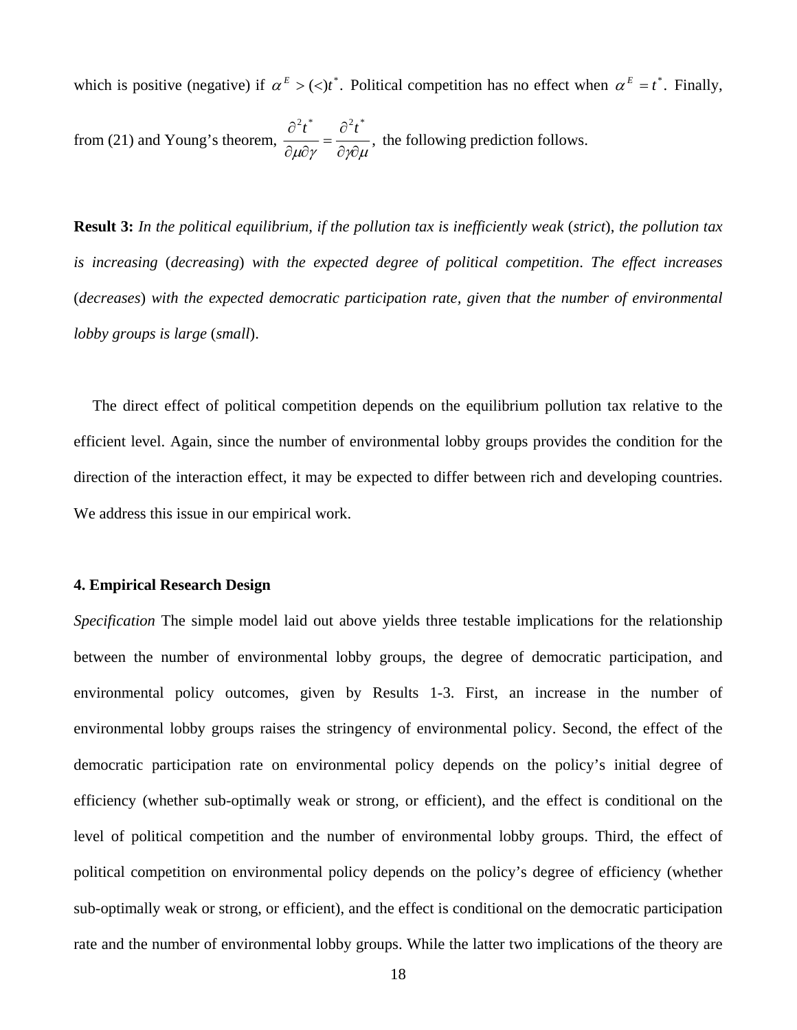which is positive (negative) if $\alpha^E > (<) t^*$. Political competition has no effect when $\alpha^E = t^*$. Finally, from (21) and Young's theorem, $\frac{\partial^2 t^*}{\partial \mu \partial \gamma} = \frac{\partial^2 t^*}{\partial \gamma \partial \mu}$, the following prediction follows.

**Result 3:** *In the political equilibrium, if the pollution tax is inefficiently weak* (*strict*), *the pollution tax is increasing* (*decreasing*) *with the expected degree of political competition*. *The effect increases* (*decreases*) *with the expected democratic participation rate, given that the number of environmental lobby groups is large* (*small*).

The direct effect of political competition depends on the equilibrium pollution tax relative to the efficient level. Again, since the number of environmental lobby groups provides the condition for the direction of the interaction effect, it may be expected to differ between rich and developing countries. We address this issue in our empirical work.

#### 4. Empirical Research Design

*Specification* The simple model laid out above yields three testable implications for the relationship between the number of environmental lobby groups, the degree of democratic participation, and environmental policy outcomes, given by Results 1-3. First, an increase in the number of environmental lobby groups raises the stringency of environmental policy. Second, the effect of the democratic participation rate on environmental policy depends on the policy's initial degree of efficiency (whether sub-optimally weak or strong, or efficient), and the effect is conditional on the level of political competition and the number of environmental lobby groups. Third, the effect of political competition on environmental policy depends on the policy's degree of efficiency (whether sub-optimally weak or strong, or efficient), and the effect is conditional on the democratic participation rate and the number of environmental lobby groups. While the latter two implications of the theory are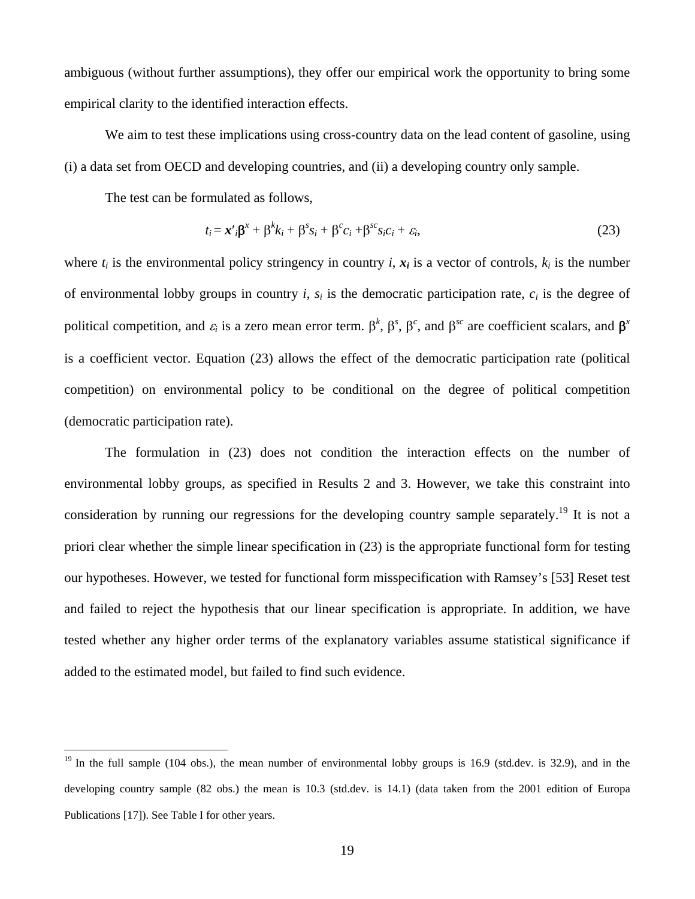ambiguous (without further assumptions), they offer our empirical work the opportunity to bring some empirical clarity to the identified interaction effects.

We aim to test these implications using cross-country data on the lead content of gasoline, using (i) a data set from OECD and developing countries, and (ii) a developing country only sample.

The test can be formulated as follows,

$$t_i = \mathbf{x'}_i\boldsymbol{\beta}^x + \beta^k k_i + \beta^s s_i + \beta^c c_i + \beta^{sc} s_i c_i + \varepsilon_i, \tag{23}$$

where $t_i$ is the environmental policy stringency in country $i$, $\mathbf{x}_i$ is a vector of controls, $k_i$ is the number of environmental lobby groups in country $i$, $s_i$ is the democratic participation rate, $c_i$ is the degree of political competition, and $\varepsilon_i$ is a zero mean error term. $\beta^k$, $\beta^s$, $\beta^c$, and $\beta^{sc}$ are coefficient scalars, and $\boldsymbol{\beta}^x$ is a coefficient vector. Equation (23) allows the effect of the democratic participation rate (political competition) on environmental policy to be conditional on the degree of political competition (democratic participation rate).

The formulation in (23) does not condition the interaction effects on the number of environmental lobby groups, as specified in Results 2 and 3. However, we take this constraint into consideration by running our regressions for the developing country sample separately.[19] It is not a priori clear whether the simple linear specification in (23) is the appropriate functional form for testing our hypotheses. However, we tested for functional form misspecification with Ramsey's [53] Reset test and failed to reject the hypothesis that our linear specification is appropriate. In addition, we have tested whether any higher order terms of the explanatory variables assume statistical significance if added to the estimated model, but failed to find such evidence.

[19] In the full sample (104 obs.), the mean number of environmental lobby groups is 16.9 (std.dev. is 32.9), and in the developing country sample (82 obs.) the mean is 10.3 (std.dev. is 14.1) (data taken from the 2001 edition of Europa Publications [17]). See Table I for other years.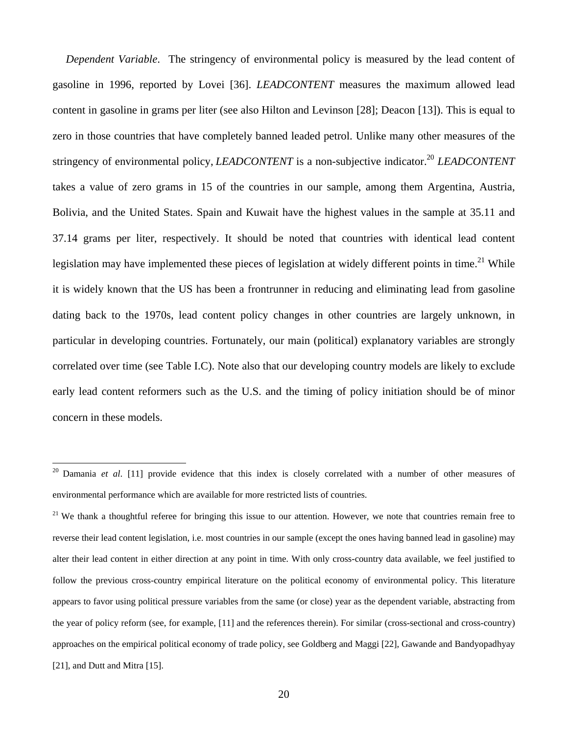*Dependent Variable*. The stringency of environmental policy is measured by the lead content of gasoline in 1996, reported by Lovei [36]. *LEADCONTENT* measures the maximum allowed lead content in gasoline in grams per liter (see also Hilton and Levinson [28]; Deacon [13]). This is equal to zero in those countries that have completely banned leaded petrol. Unlike many other measures of the stringency of environmental policy, *LEADCONTENT* is a non-subjective indicator.[20] *LEADCONTENT* takes a value of zero grams in 15 of the countries in our sample, among them Argentina, Austria, Bolivia, and the United States. Spain and Kuwait have the highest values in the sample at 35.11 and 37.14 grams per liter, respectively. It should be noted that countries with identical lead content legislation may have implemented these pieces of legislation at widely different points in time.[21] While it is widely known that the US has been a frontrunner in reducing and eliminating lead from gasoline dating back to the 1970s, lead content policy changes in other countries are largely unknown, in particular in developing countries. Fortunately, our main (political) explanatory variables are strongly correlated over time (see Table I.C). Note also that our developing country models are likely to exclude early lead content reformers such as the U.S. and the timing of policy initiation should be of minor concern in these models.

---

[20] Damania *et al*. [11] provide evidence that this index is closely correlated with a number of other measures of environmental performance which are available for more restricted lists of countries.

[21] We thank a thoughtful referee for bringing this issue to our attention. However, we note that countries remain free to reverse their lead content legislation, i.e. most countries in our sample (except the ones having banned lead in gasoline) may alter their lead content in either direction at any point in time. With only cross-country data available, we feel justified to follow the previous cross-country empirical literature on the political economy of environmental policy. This literature appears to favor using political pressure variables from the same (or close) year as the dependent variable, abstracting from the year of policy reform (see, for example, [11] and the references therein). For similar (cross-sectional and cross-country) approaches on the empirical political economy of trade policy, see Goldberg and Maggi [22], Gawande and Bandyopadhyay [21], and Dutt and Mitra [15].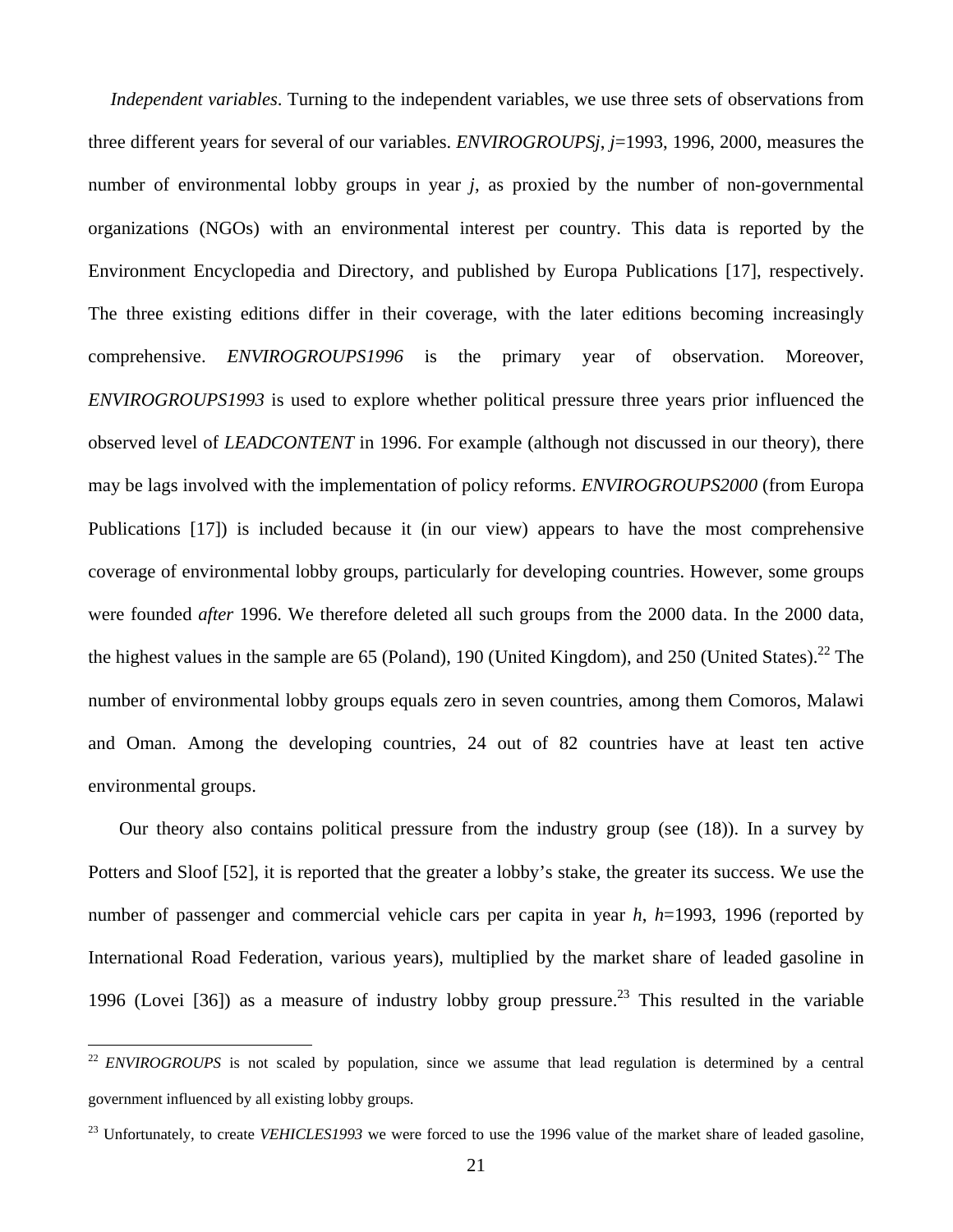*Independent variables*. Turning to the independent variables, we use three sets of observations from three different years for several of our variables. *ENVIROGROUPSj*, *j*=1993, 1996, 2000, measures the number of environmental lobby groups in year *j*, as proxied by the number of non-governmental organizations (NGOs) with an environmental interest per country. This data is reported by the Environment Encyclopedia and Directory, and published by Europa Publications [17], respectively. The three existing editions differ in their coverage, with the later editions becoming increasingly comprehensive. *ENVIROGROUPS1996* is the primary year of observation. Moreover, *ENVIROGROUPS1993* is used to explore whether political pressure three years prior influenced the observed level of *LEADCONTENT* in 1996. For example (although not discussed in our theory), there may be lags involved with the implementation of policy reforms. *ENVIROGROUPS2000* (from Europa Publications [17]) is included because it (in our view) appears to have the most comprehensive coverage of environmental lobby groups, particularly for developing countries. However, some groups were founded *after* 1996. We therefore deleted all such groups from the 2000 data. In the 2000 data, the highest values in the sample are 65 (Poland), 190 (United Kingdom), and 250 (United States).[22] The number of environmental lobby groups equals zero in seven countries, among them Comoros, Malawi and Oman. Among the developing countries, 24 out of 82 countries have at least ten active environmental groups.

Our theory also contains political pressure from the industry group (see (18)). In a survey by Potters and Sloof [52], it is reported that the greater a lobby's stake, the greater its success. We use the number of passenger and commercial vehicle cars per capita in year *h*, *h*=1993, 1996 (reported by International Road Federation, various years), multiplied by the market share of leaded gasoline in 1996 (Lovei [36]) as a measure of industry lobby group pressure.[23] This resulted in the variable

---

[22] *ENVIROGROUPS* is not scaled by population, since we assume that lead regulation is determined by a central government influenced by all existing lobby groups.

[23] Unfortunately, to create *VEHICLES1993* we were forced to use the 1996 value of the market share of leaded gasoline,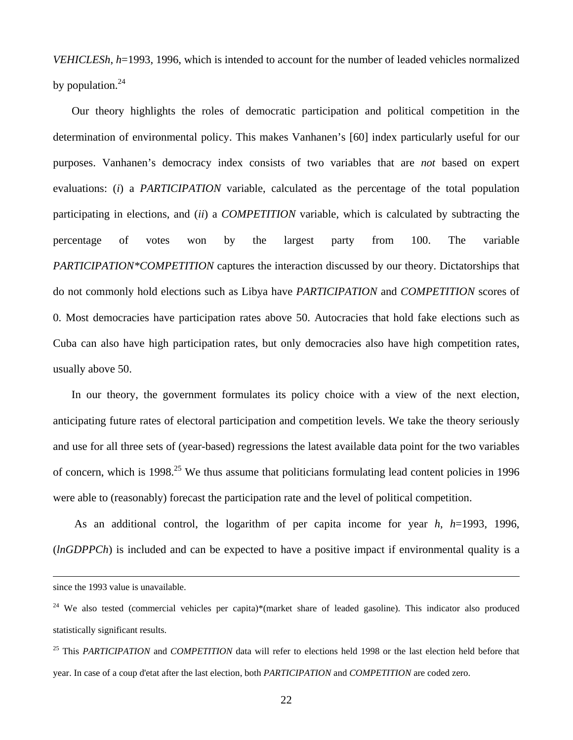*VEHICLESh*, *h*=1993, 1996, which is intended to account for the number of leaded vehicles normalized by population.[24]

Our theory highlights the roles of democratic participation and political competition in the determination of environmental policy. This makes Vanhanen's [60] index particularly useful for our purposes. Vanhanen's democracy index consists of two variables that are *not* based on expert evaluations: (*i*) a *PARTICIPATION* variable, calculated as the percentage of the total population participating in elections, and (*ii*) a *COMPETITION* variable, which is calculated by subtracting the percentage of votes won by the largest party from 100. The variable *PARTICIPATION*COMPETITION* captures the interaction discussed by our theory. Dictatorships that do not commonly hold elections such as Libya have *PARTICIPATION* and *COMPETITION* scores of 0. Most democracies have participation rates above 50. Autocracies that hold fake elections such as Cuba can also have high participation rates, but only democracies also have high competition rates, usually above 50.

In our theory, the government formulates its policy choice with a view of the next election, anticipating future rates of electoral participation and competition levels. We take the theory seriously and use for all three sets of (year-based) regressions the latest available data point for the two variables of concern, which is 1998.[25] We thus assume that politicians formulating lead content policies in 1996 were able to (reasonably) forecast the participation rate and the level of political competition.

As an additional control, the logarithm of per capita income for year *h*, *h*=1993, 1996, (*lnGDPPCh*) is included and can be expected to have a positive impact if environmental quality is a

---

since the 1993 value is unavailable.

[24] We also tested (commercial vehicles per capita)*(market share of leaded gasoline). This indicator also produced statistically significant results.

[25] This *PARTICIPATION* and *COMPETITION* data will refer to elections held 1998 or the last election held before that year. In case of a coup d'etat after the last election, both *PARTICIPATION* and *COMPETITION* are coded zero.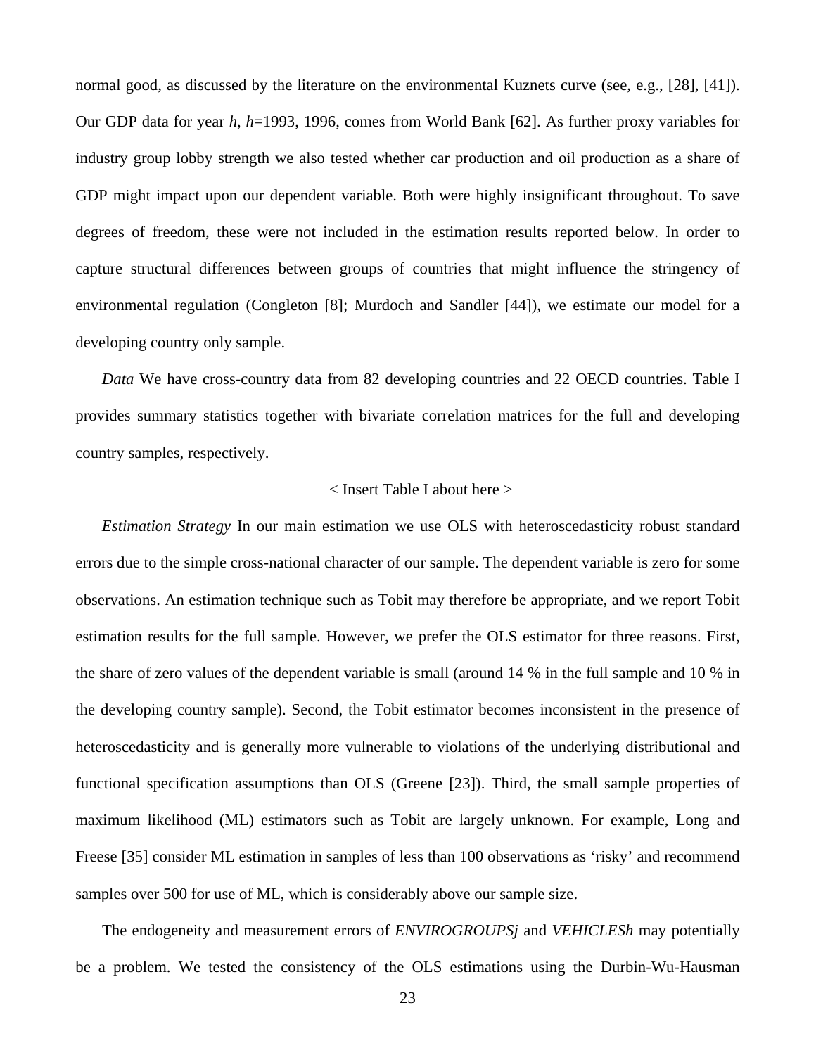normal good, as discussed by the literature on the environmental Kuznets curve (see, e.g., [28], [41]). Our GDP data for year *h*, *h*=1993, 1996, comes from World Bank [62]. As further proxy variables for industry group lobby strength we also tested whether car production and oil production as a share of GDP might impact upon our dependent variable. Both were highly insignificant throughout. To save degrees of freedom, these were not included in the estimation results reported below. In order to capture structural differences between groups of countries that might influence the stringency of environmental regulation (Congleton [8]; Murdoch and Sandler [44]), we estimate our model for a developing country only sample.

*Data* We have cross-country data from 82 developing countries and 22 OECD countries. Table I provides summary statistics together with bivariate correlation matrices for the full and developing country samples, respectively.

< Insert Table I about here >

*Estimation Strategy* In our main estimation we use OLS with heteroscedasticity robust standard errors due to the simple cross-national character of our sample. The dependent variable is zero for some observations. An estimation technique such as Tobit may therefore be appropriate, and we report Tobit estimation results for the full sample. However, we prefer the OLS estimator for three reasons. First, the share of zero values of the dependent variable is small (around 14 % in the full sample and 10 % in the developing country sample). Second, the Tobit estimator becomes inconsistent in the presence of heteroscedasticity and is generally more vulnerable to violations of the underlying distributional and functional specification assumptions than OLS (Greene [23]). Third, the small sample properties of maximum likelihood (ML) estimators such as Tobit are largely unknown. For example, Long and Freese [35] consider ML estimation in samples of less than 100 observations as 'risky' and recommend samples over 500 for use of ML, which is considerably above our sample size.

The endogeneity and measurement errors of *ENVIROGROUPSj* and *VEHICLESh* may potentially be a problem. We tested the consistency of the OLS estimations using the Durbin-Wu-Hausman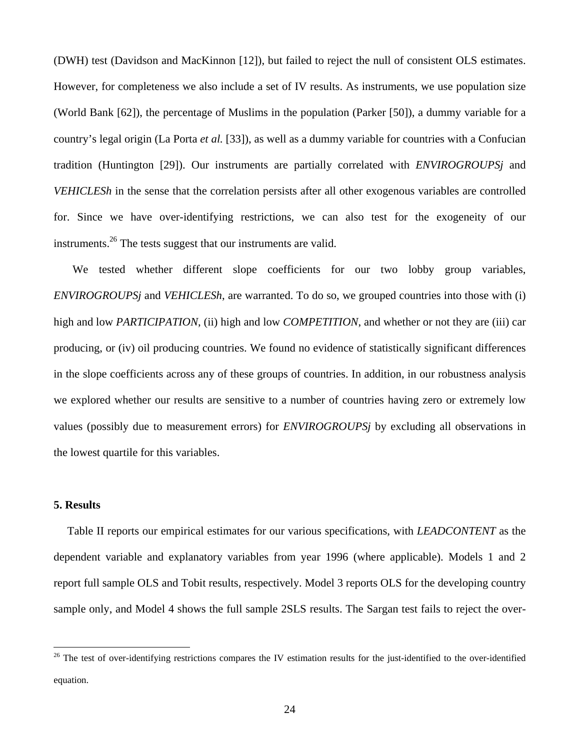(DWH) test (Davidson and MacKinnon [12]), but failed to reject the null of consistent OLS estimates. However, for completeness we also include a set of IV results. As instruments, we use population size (World Bank [62]), the percentage of Muslims in the population (Parker [50]), a dummy variable for a country's legal origin (La Porta *et al.* [33]), as well as a dummy variable for countries with a Confucian tradition (Huntington [29]). Our instruments are partially correlated with *ENVIROGROUPSj* and *VEHICLESh* in the sense that the correlation persists after all other exogenous variables are controlled for. Since we have over-identifying restrictions, we can also test for the exogeneity of our instruments.[26] The tests suggest that our instruments are valid.

We tested whether different slope coefficients for our two lobby group variables, *ENVIROGROUPSj* and *VEHICLESh*, are warranted. To do so, we grouped countries into those with (i) high and low *PARTICIPATION*, (ii) high and low *COMPETITION*, and whether or not they are (iii) car producing, or (iv) oil producing countries. We found no evidence of statistically significant differences in the slope coefficients across any of these groups of countries. In addition, in our robustness analysis we explored whether our results are sensitive to a number of countries having zero or extremely low values (possibly due to measurement errors) for *ENVIROGROUPSj* by excluding all observations in the lowest quartile for this variables.

## 5. Results

Table II reports our empirical estimates for our various specifications, with *LEADCONTENT* as the dependent variable and explanatory variables from year 1996 (where applicable). Models 1 and 2 report full sample OLS and Tobit results, respectively. Model 3 reports OLS for the developing country sample only, and Model 4 shows the full sample 2SLS results. The Sargan test fails to reject the over-

---

[26] The test of over-identifying restrictions compares the IV estimation results for the just-identified to the over-identified equation.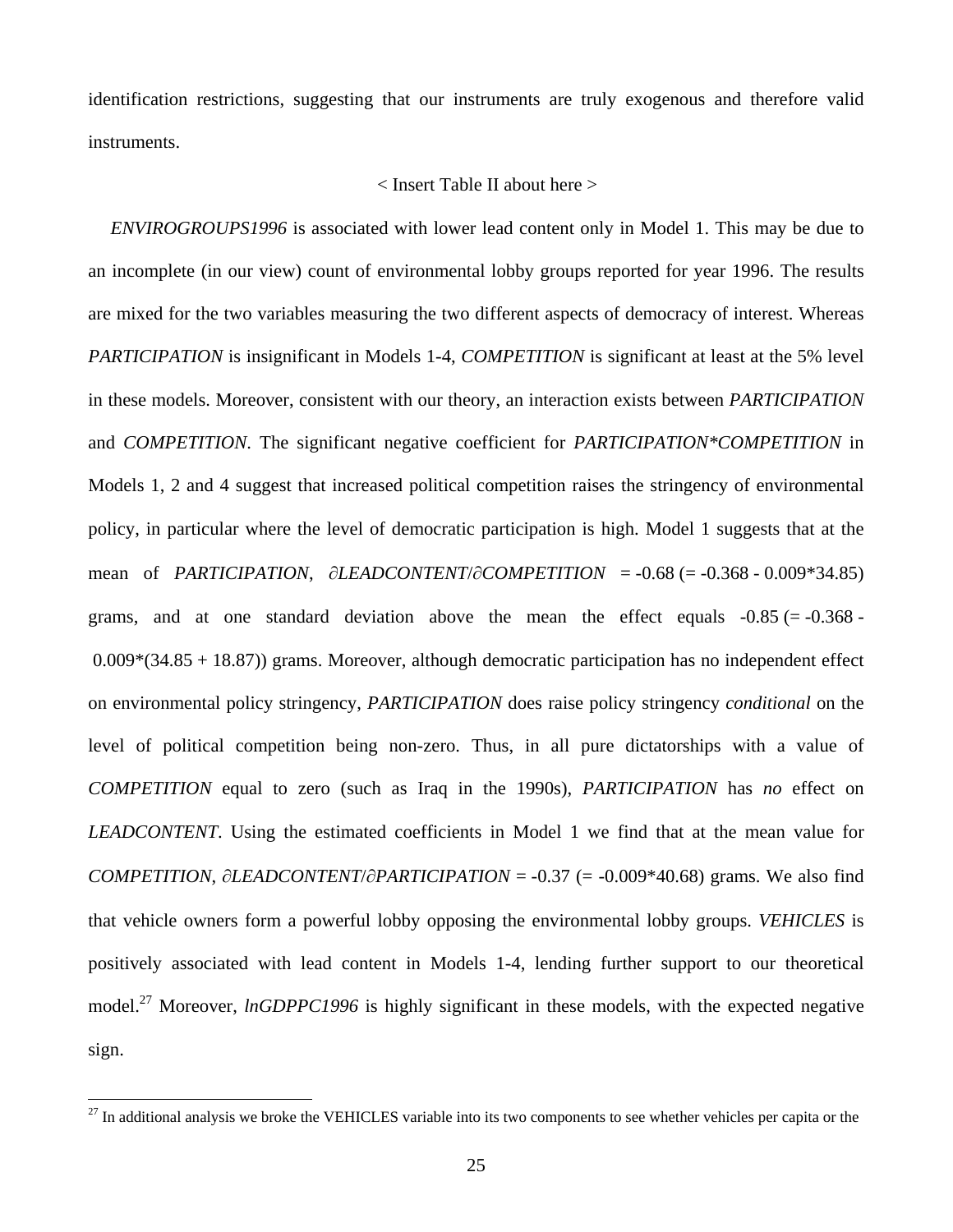identification restrictions, suggesting that our instruments are truly exogenous and therefore valid instruments.

< Insert Table II about here >

*ENVIROGROUPS1996* is associated with lower lead content only in Model 1. This may be due to an incomplete (in our view) count of environmental lobby groups reported for year 1996. The results are mixed for the two variables measuring the two different aspects of democracy of interest. Whereas *PARTICIPATION* is insignificant in Models 1-4, *COMPETITION* is significant at least at the 5% level in these models. Moreover, consistent with our theory, an interaction exists between *PARTICIPATION* and *COMPETITION*. The significant negative coefficient for *PARTICIPATION*COMPETITION* in Models 1, 2 and 4 suggest that increased political competition raises the stringency of environmental policy, in particular where the level of democratic participation is high. Model 1 suggests that at the mean of *PARTICIPATION*, $\partial LEADCONTENT/\partial COMPETITION = -0.68$ (= -0.368 - 0.009*34.85) grams, and at one standard deviation above the mean the effect equals -0.85 (= -0.368 - 0.009*(34.85 + 18.87)) grams. Moreover, although democratic participation has no independent effect on environmental policy stringency, *PARTICIPATION* does raise policy stringency *conditional* on the level of political competition being non-zero. Thus, in all pure dictatorships with a value of *COMPETITION* equal to zero (such as Iraq in the 1990s), *PARTICIPATION* has *no* effect on *LEADCONTENT*. Using the estimated coefficients in Model 1 we find that at the mean value for *COMPETITION*, $\partial LEADCONTENT/\partial PARTICIPATION = -0.37$ (= -0.009*40.68) grams. We also find that vehicle owners form a powerful lobby opposing the environmental lobby groups. *VEHICLES* is positively associated with lead content in Models 1-4, lending further support to our theoretical model.[27] Moreover, *lnGDPPC1996* is highly significant in these models, with the expected negative sign.

[27] In additional analysis we broke the VEHICLES variable into its two components to see whether vehicles per capita or the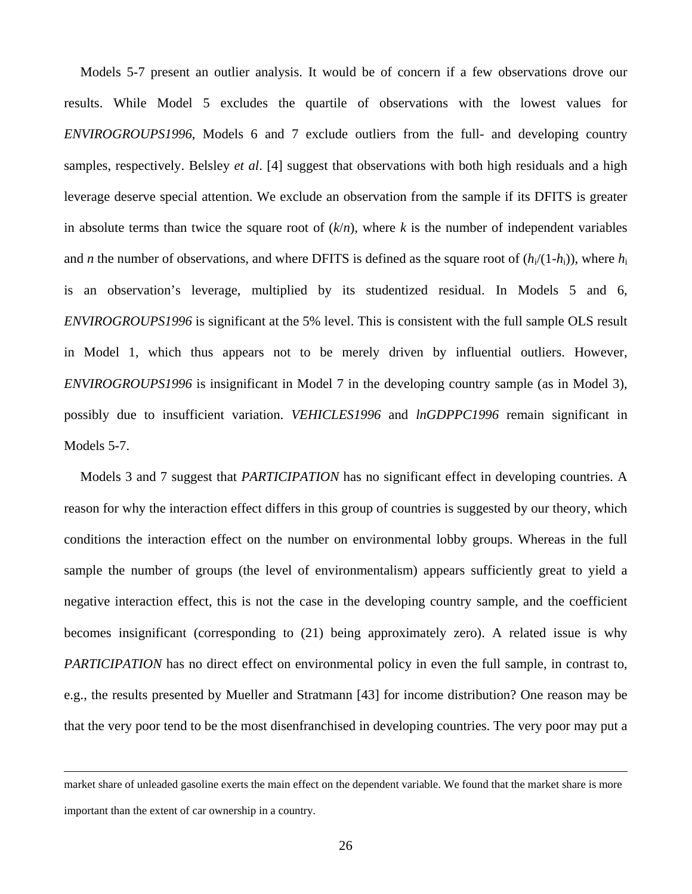Models 5-7 present an outlier analysis. It would be of concern if a few observations drove our results. While Model 5 excludes the quartile of observations with the lowest values for *ENVIROGROUPS1996*, Models 6 and 7 exclude outliers from the full- and developing country samples, respectively. Belsley *et al*. [4] suggest that observations with both high residuals and a high leverage deserve special attention. We exclude an observation from the sample if its DFITS is greater in absolute terms than twice the square root of ($k/n$), where $k$ is the number of independent variables and $n$ the number of observations, and where DFITS is defined as the square root of ($h_i/(1-h_i)$), where $h_i$ is an observation's leverage, multiplied by its studentized residual. In Models 5 and 6, *ENVIROGROUPS1996* is significant at the 5% level. This is consistent with the full sample OLS result in Model 1, which thus appears not to be merely driven by influential outliers. However, *ENVIROGROUPS1996* is insignificant in Model 7 in the developing country sample (as in Model 3), possibly due to insufficient variation. *VEHICLES1996* and *lnGDPPC1996* remain significant in Models 5-7.

Models 3 and 7 suggest that *PARTICIPATION* has no significant effect in developing countries. A reason for why the interaction effect differs in this group of countries is suggested by our theory, which conditions the interaction effect on the number on environmental lobby groups. Whereas in the full sample the number of groups (the level of environmentalism) appears sufficiently great to yield a negative interaction effect, this is not the case in the developing country sample, and the coefficient becomes insignificant (corresponding to (21) being approximately zero). A related issue is why *PARTICIPATION* has no direct effect on environmental policy in even the full sample, in contrast to, e.g., the results presented by Mueller and Stratmann [43] for income distribution? One reason may be that the very poor tend to be the most disenfranchised in developing countries. The very poor may put a

---

market share of unleaded gasoline exerts the main effect on the dependent variable. We found that the market share is more important than the extent of car ownership in a country.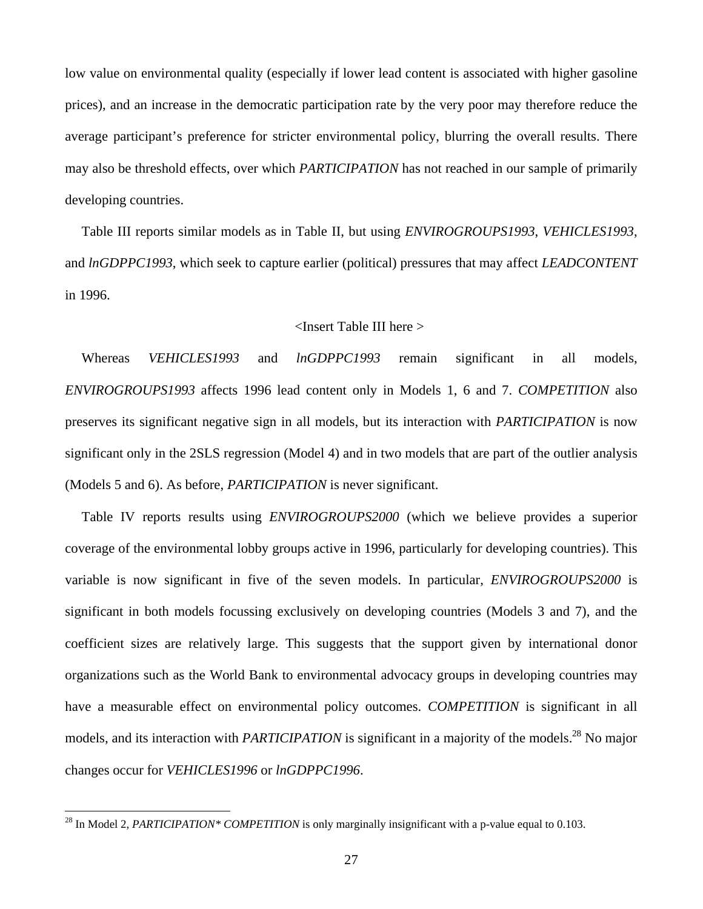low value on environmental quality (especially if lower lead content is associated with higher gasoline prices), and an increase in the democratic participation rate by the very poor may therefore reduce the average participant's preference for stricter environmental policy, blurring the overall results. There may also be threshold effects, over which *PARTICIPATION* has not reached in our sample of primarily developing countries.

Table III reports similar models as in Table II, but using *ENVIROGROUPS1993*, *VEHICLES1993*, and *lnGDPPC1993*, which seek to capture earlier (political) pressures that may affect *LEADCONTENT* in 1996.

<Insert Table III here >

Whereas *VEHICLES1993* and *lnGDPPC1993* remain significant in all models, *ENVIROGROUPS1993* affects 1996 lead content only in Models 1, 6 and 7. *COMPETITION* also preserves its significant negative sign in all models, but its interaction with *PARTICIPATION* is now significant only in the 2SLS regression (Model 4) and in two models that are part of the outlier analysis (Models 5 and 6). As before, *PARTICIPATION* is never significant.

Table IV reports results using *ENVIROGROUPS2000* (which we believe provides a superior coverage of the environmental lobby groups active in 1996, particularly for developing countries). This variable is now significant in five of the seven models. In particular, *ENVIROGROUPS2000* is significant in both models focussing exclusively on developing countries (Models 3 and 7), and the coefficient sizes are relatively large. This suggests that the support given by international donor organizations such as the World Bank to environmental advocacy groups in developing countries may have a measurable effect on environmental policy outcomes. *COMPETITION* is significant in all models, and its interaction with *PARTICIPATION* is significant in a majority of the models.[28] No major changes occur for *VEHICLES1996* or *lnGDPPC1996*.

[28] In Model 2, *PARTICIPATION* COMPETITION* is only marginally insignificant with a p-value equal to 0.103.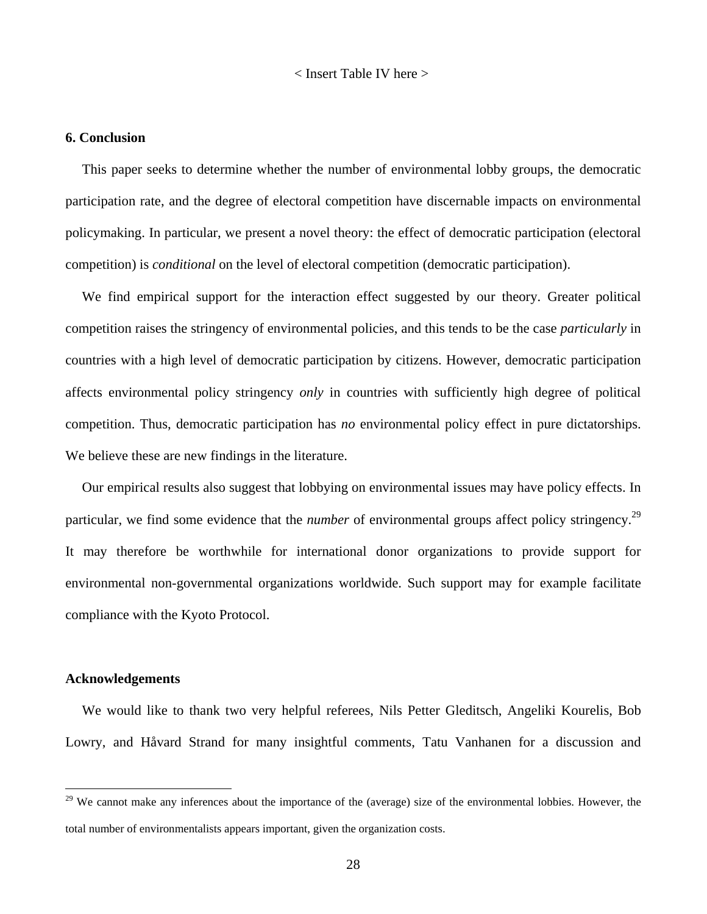< Insert Table IV here >

## 6. Conclusion

This paper seeks to determine whether the number of environmental lobby groups, the democratic participation rate, and the degree of electoral competition have discernable impacts on environmental policymaking. In particular, we present a novel theory: the effect of democratic participation (electoral competition) is *conditional* on the level of electoral competition (democratic participation).

We find empirical support for the interaction effect suggested by our theory. Greater political competition raises the stringency of environmental policies, and this tends to be the case *particularly* in countries with a high level of democratic participation by citizens. However, democratic participation affects environmental policy stringency *only* in countries with sufficiently high degree of political competition. Thus, democratic participation has *no* environmental policy effect in pure dictatorships. We believe these are new findings in the literature.

Our empirical results also suggest that lobbying on environmental issues may have policy effects. In particular, we find some evidence that the *number* of environmental groups affect policy stringency.[29] It may therefore be worthwhile for international donor organizations to provide support for environmental non-governmental organizations worldwide. Such support may for example facilitate compliance with the Kyoto Protocol.

## Acknowledgements

We would like to thank two very helpful referees, Nils Petter Gleditsch, Angeliki Kourelis, Bob Lowry, and Håvard Strand for many insightful comments, Tatu Vanhanen for a discussion and

[29] We cannot make any inferences about the importance of the (average) size of the environmental lobbies. However, the total number of environmentalists appears important, given the organization costs.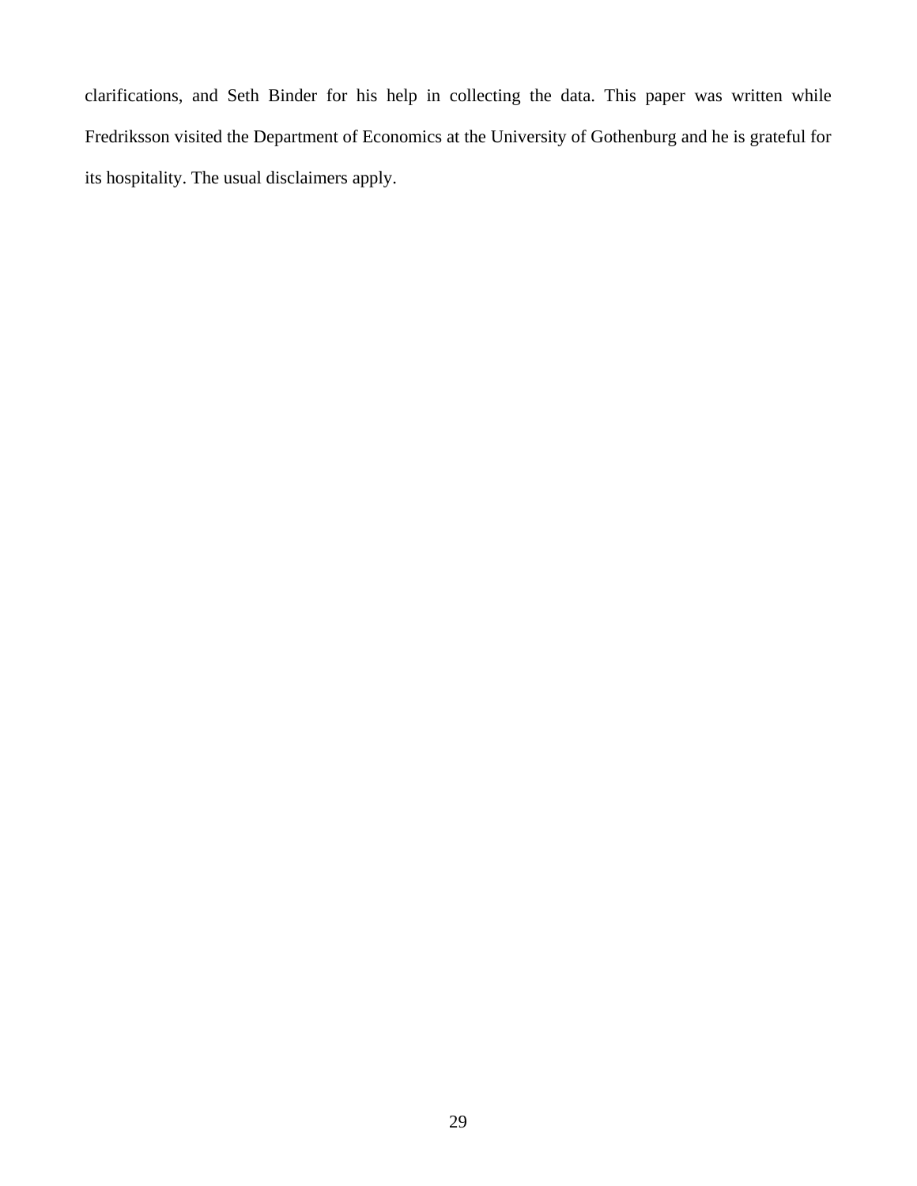clarifications, and Seth Binder for his help in collecting the data. This paper was written while Fredriksson visited the Department of Economics at the University of Gothenburg and he is grateful for its hospitality. The usual disclaimers apply.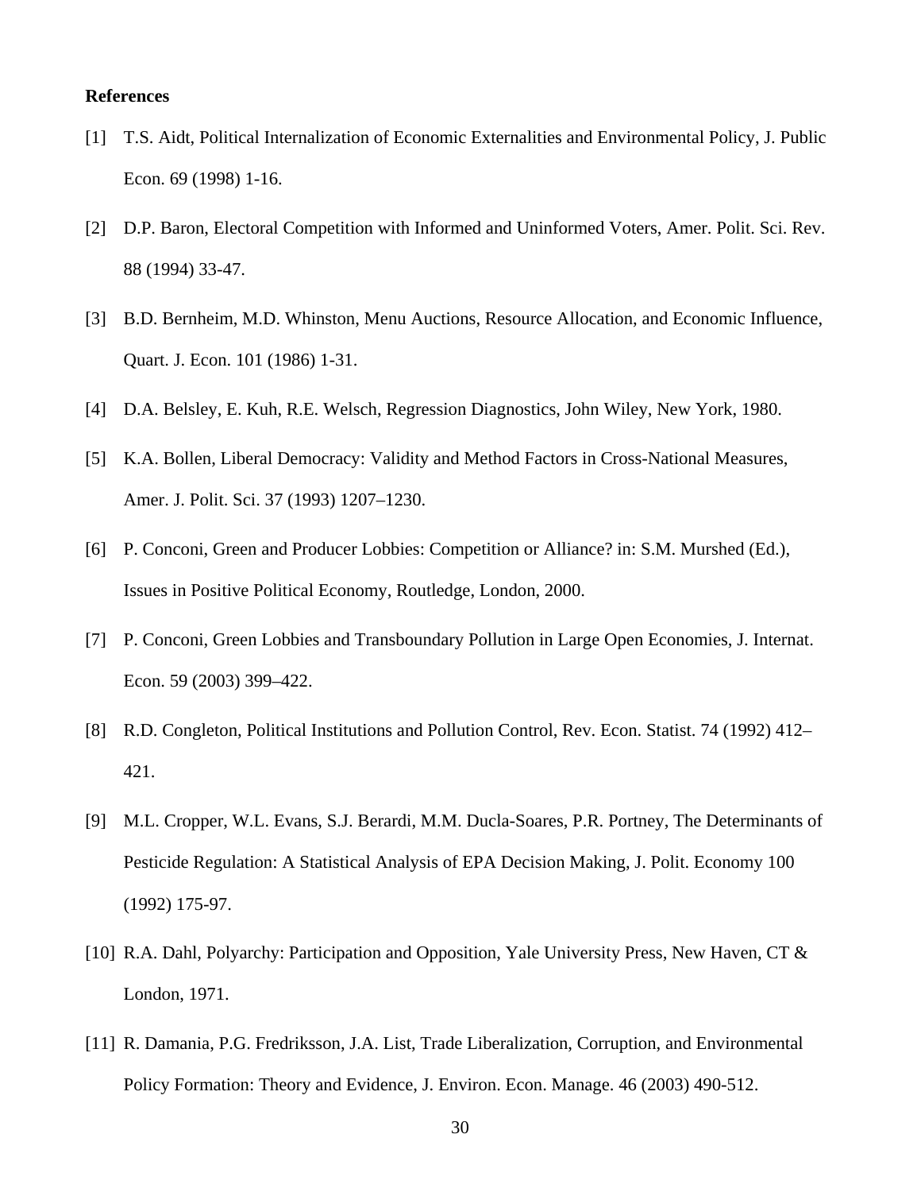**References**

[1] T.S. Aidt, Political Internalization of Economic Externalities and Environmental Policy, J. Public Econ. 69 (1998) 1-16.

[2] D.P. Baron, Electoral Competition with Informed and Uninformed Voters, Amer. Polit. Sci. Rev. 88 (1994) 33-47.

[3] B.D. Bernheim, M.D. Whinston, Menu Auctions, Resource Allocation, and Economic Influence, Quart. J. Econ. 101 (1986) 1-31.

[4] D.A. Belsley, E. Kuh, R.E. Welsch, Regression Diagnostics, John Wiley, New York, 1980.

[5] K.A. Bollen, Liberal Democracy: Validity and Method Factors in Cross-National Measures, Amer. J. Polit. Sci. 37 (1993) 1207–1230.

[6] P. Conconi, Green and Producer Lobbies: Competition or Alliance? in: S.M. Murshed (Ed.), Issues in Positive Political Economy, Routledge, London, 2000.

[7] P. Conconi, Green Lobbies and Transboundary Pollution in Large Open Economies, J. Internat. Econ. 59 (2003) 399–422.

[8] R.D. Congleton, Political Institutions and Pollution Control, Rev. Econ. Statist. 74 (1992) 412–421.

[9] M.L. Cropper, W.L. Evans, S.J. Berardi, M.M. Ducla-Soares, P.R. Portney, The Determinants of Pesticide Regulation: A Statistical Analysis of EPA Decision Making, J. Polit. Economy 100 (1992) 175-97.

[10] R.A. Dahl, Polyarchy: Participation and Opposition, Yale University Press, New Haven, CT & London, 1971.

[11] R. Damania, P.G. Fredriksson, J.A. List, Trade Liberalization, Corruption, and Environmental Policy Formation: Theory and Evidence, J. Environ. Econ. Manage. 46 (2003) 490-512.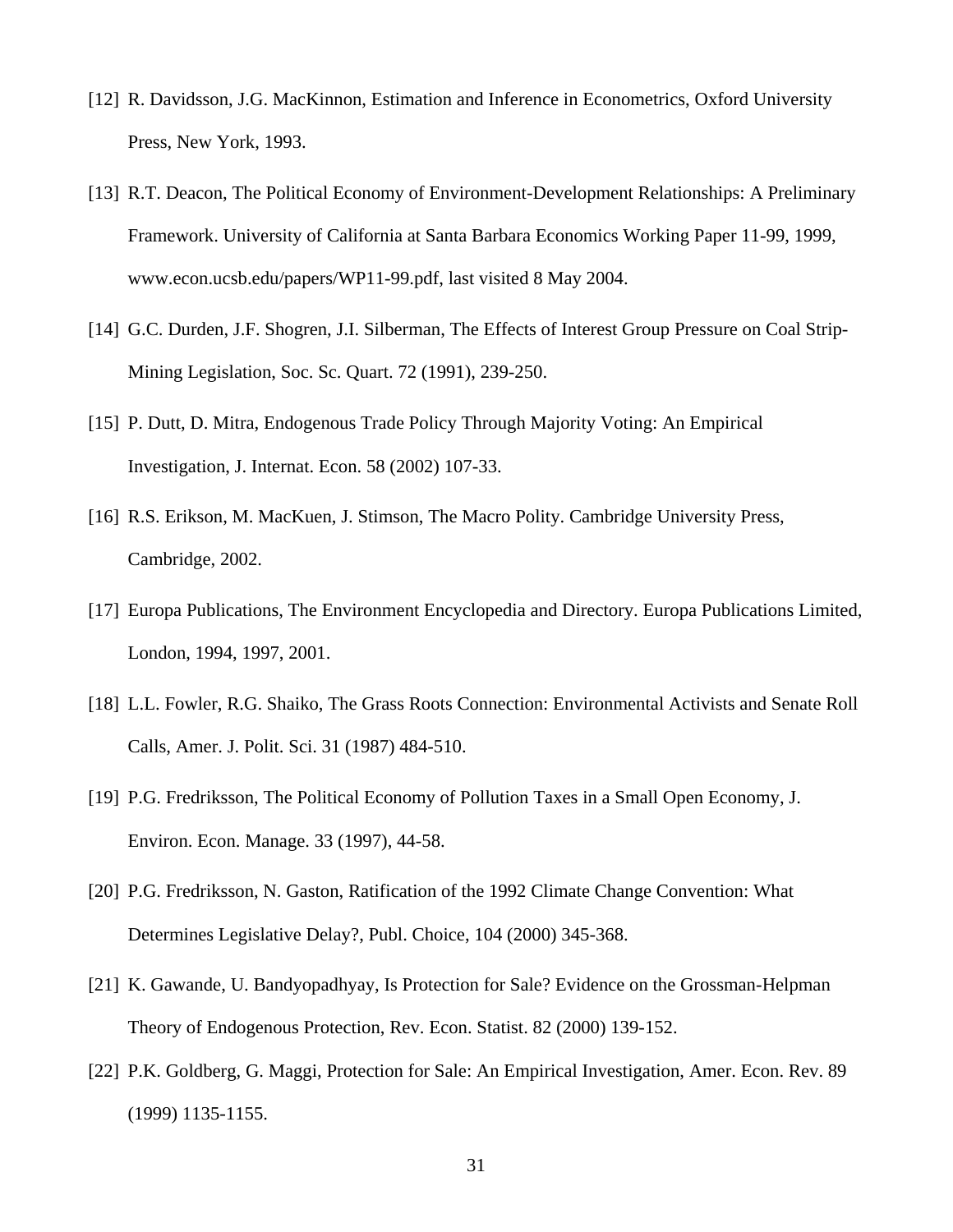[12] R. Davidsson, J.G. MacKinnon, Estimation and Inference in Econometrics, Oxford University Press, New York, 1993.

[13] R.T. Deacon, The Political Economy of Environment-Development Relationships: A Preliminary Framework. University of California at Santa Barbara Economics Working Paper 11-99, 1999, www.econ.ucsb.edu/papers/WP11-99.pdf, last visited 8 May 2004.

[14] G.C. Durden, J.F. Shogren, J.I. Silberman, The Effects of Interest Group Pressure on Coal Strip-Mining Legislation, Soc. Sc. Quart. 72 (1991), 239-250.

[15] P. Dutt, D. Mitra, Endogenous Trade Policy Through Majority Voting: An Empirical Investigation, J. Internat. Econ. 58 (2002) 107-33.

[16] R.S. Erikson, M. MacKuen, J. Stimson, The Macro Polity. Cambridge University Press, Cambridge, 2002.

[17] Europa Publications, The Environment Encyclopedia and Directory. Europa Publications Limited, London, 1994, 1997, 2001.

[18] L.L. Fowler, R.G. Shaiko, The Grass Roots Connection: Environmental Activists and Senate Roll Calls, Amer. J. Polit. Sci. 31 (1987) 484-510.

[19] P.G. Fredriksson, The Political Economy of Pollution Taxes in a Small Open Economy, J. Environ. Econ. Manage. 33 (1997), 44-58.

[20] P.G. Fredriksson, N. Gaston, Ratification of the 1992 Climate Change Convention: What Determines Legislative Delay?, Publ. Choice, 104 (2000) 345-368.

[21] K. Gawande, U. Bandyopadhyay, Is Protection for Sale? Evidence on the Grossman-Helpman Theory of Endogenous Protection, Rev. Econ. Statist. 82 (2000) 139-152.

[22] P.K. Goldberg, G. Maggi, Protection for Sale: An Empirical Investigation, Amer. Econ. Rev. 89 (1999) 1135-1155.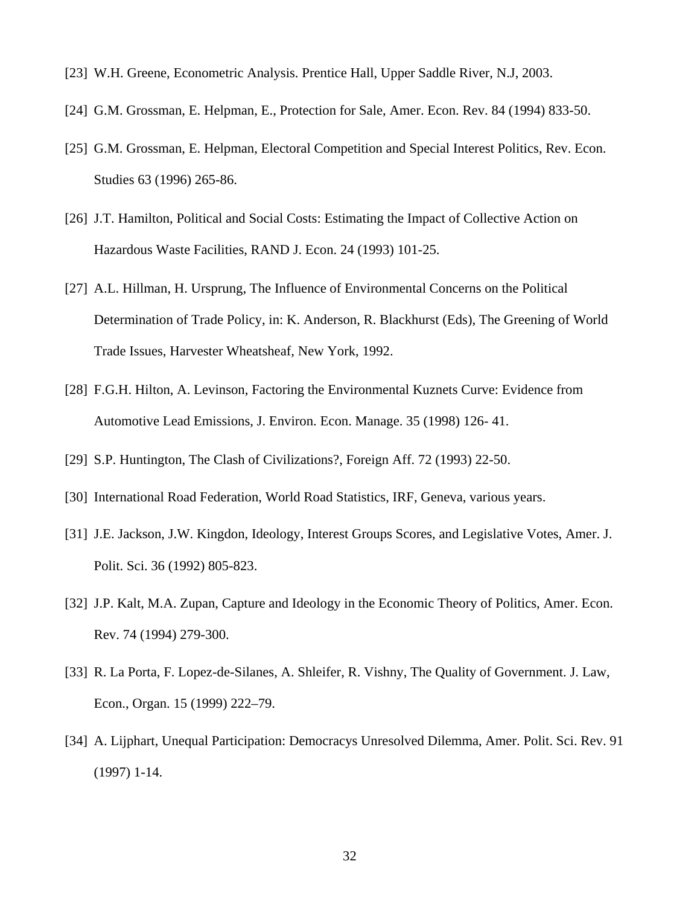[23] W.H. Greene, Econometric Analysis. Prentice Hall, Upper Saddle River, N.J, 2003.

[24] G.M. Grossman, E. Helpman, E., Protection for Sale, Amer. Econ. Rev. 84 (1994) 833-50.

[25] G.M. Grossman, E. Helpman, Electoral Competition and Special Interest Politics, Rev. Econ. Studies 63 (1996) 265-86.

[26] J.T. Hamilton, Political and Social Costs: Estimating the Impact of Collective Action on Hazardous Waste Facilities, RAND J. Econ. 24 (1993) 101-25.

[27] A.L. Hillman, H. Ursprung, The Influence of Environmental Concerns on the Political Determination of Trade Policy, in: K. Anderson, R. Blackhurst (Eds), The Greening of World Trade Issues, Harvester Wheatsheaf, New York, 1992.

[28] F.G.H. Hilton, A. Levinson, Factoring the Environmental Kuznets Curve: Evidence from Automotive Lead Emissions, J. Environ. Econ. Manage. 35 (1998) 126- 41.

[29] S.P. Huntington, The Clash of Civilizations?, Foreign Aff. 72 (1993) 22-50.

[30] International Road Federation, World Road Statistics, IRF, Geneva, various years.

[31] J.E. Jackson, J.W. Kingdon, Ideology, Interest Groups Scores, and Legislative Votes, Amer. J. Polit. Sci. 36 (1992) 805-823.

[32] J.P. Kalt, M.A. Zupan, Capture and Ideology in the Economic Theory of Politics, Amer. Econ. Rev. 74 (1994) 279-300.

[33] R. La Porta, F. Lopez-de-Silanes, A. Shleifer, R. Vishny, The Quality of Government. J. Law, Econ., Organ. 15 (1999) 222–79.

[34] A. Lijphart, Unequal Participation: Democracys Unresolved Dilemma, Amer. Polit. Sci. Rev. 91 (1997) 1-14.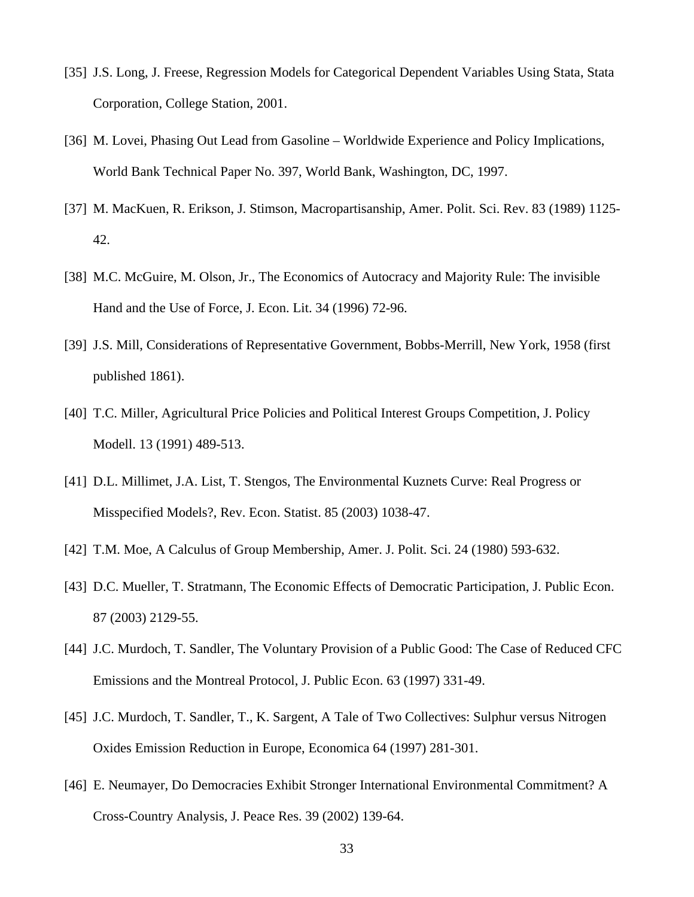[35] J.S. Long, J. Freese, Regression Models for Categorical Dependent Variables Using Stata, Stata Corporation, College Station, 2001.

[36] M. Lovei, Phasing Out Lead from Gasoline – Worldwide Experience and Policy Implications, World Bank Technical Paper No. 397, World Bank, Washington, DC, 1997.

[37] M. MacKuen, R. Erikson, J. Stimson, Macropartisanship, Amer. Polit. Sci. Rev. 83 (1989) 1125-42.

[38] M.C. McGuire, M. Olson, Jr., The Economics of Autocracy and Majority Rule: The invisible Hand and the Use of Force, J. Econ. Lit. 34 (1996) 72-96.

[39] J.S. Mill, Considerations of Representative Government, Bobbs-Merrill, New York, 1958 (first published 1861).

[40] T.C. Miller, Agricultural Price Policies and Political Interest Groups Competition, J. Policy Modell. 13 (1991) 489-513.

[41] D.L. Millimet, J.A. List, T. Stengos, The Environmental Kuznets Curve: Real Progress or Misspecified Models?, Rev. Econ. Statist. 85 (2003) 1038-47.

[42] T.M. Moe, A Calculus of Group Membership, Amer. J. Polit. Sci. 24 (1980) 593-632.

[43] D.C. Mueller, T. Stratmann, The Economic Effects of Democratic Participation, J. Public Econ. 87 (2003) 2129-55.

[44] J.C. Murdoch, T. Sandler, The Voluntary Provision of a Public Good: The Case of Reduced CFC Emissions and the Montreal Protocol, J. Public Econ. 63 (1997) 331-49.

[45] J.C. Murdoch, T. Sandler, T., K. Sargent, A Tale of Two Collectives: Sulphur versus Nitrogen Oxides Emission Reduction in Europe, Economica 64 (1997) 281-301.

[46] E. Neumayer, Do Democracies Exhibit Stronger International Environmental Commitment? A Cross-Country Analysis, J. Peace Res. 39 (2002) 139-64.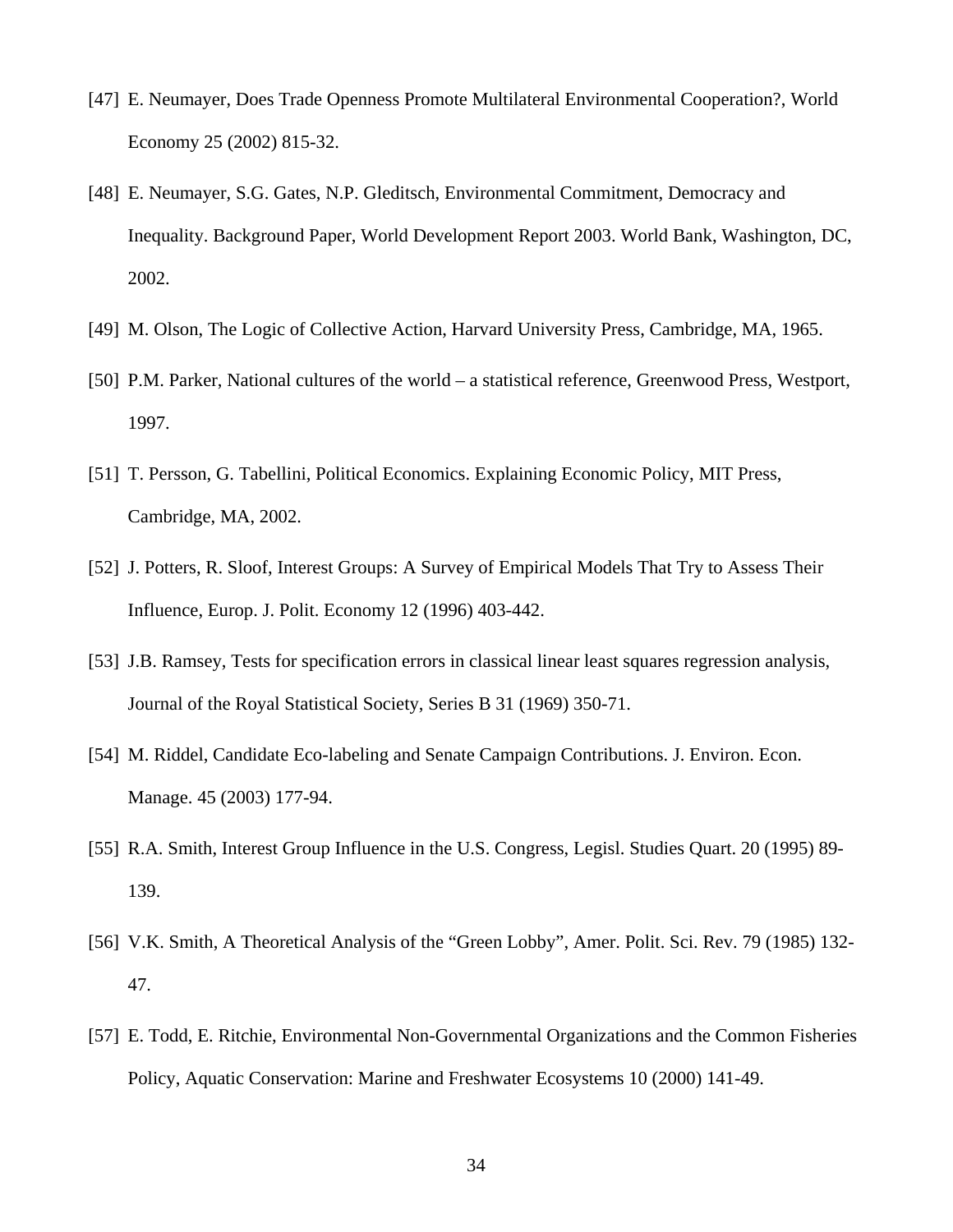[47] E. Neumayer, Does Trade Openness Promote Multilateral Environmental Cooperation?, World Economy 25 (2002) 815-32.

[48] E. Neumayer, S.G. Gates, N.P. Gleditsch, Environmental Commitment, Democracy and Inequality. Background Paper, World Development Report 2003. World Bank, Washington, DC, 2002.

[49] M. Olson, The Logic of Collective Action, Harvard University Press, Cambridge, MA, 1965.

[50] P.M. Parker, National cultures of the world – a statistical reference, Greenwood Press, Westport, 1997.

[51] T. Persson, G. Tabellini, Political Economics. Explaining Economic Policy, MIT Press, Cambridge, MA, 2002.

[52] J. Potters, R. Sloof, Interest Groups: A Survey of Empirical Models That Try to Assess Their Influence, Europ. J. Polit. Economy 12 (1996) 403-442.

[53] J.B. Ramsey, Tests for specification errors in classical linear least squares regression analysis, Journal of the Royal Statistical Society, Series B 31 (1969) 350-71.

[54] M. Riddel, Candidate Eco-labeling and Senate Campaign Contributions. J. Environ. Econ. Manage. 45 (2003) 177-94.

[55] R.A. Smith, Interest Group Influence in the U.S. Congress, Legisl. Studies Quart. 20 (1995) 89-139.

[56] V.K. Smith, A Theoretical Analysis of the "Green Lobby", Amer. Polit. Sci. Rev. 79 (1985) 132-47.

[57] E. Todd, E. Ritchie, Environmental Non-Governmental Organizations and the Common Fisheries Policy, Aquatic Conservation: Marine and Freshwater Ecosystems 10 (2000) 141-49.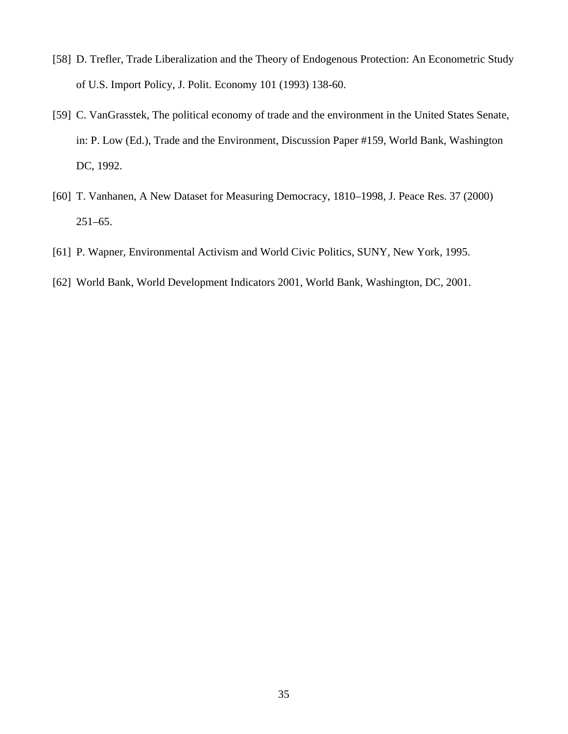[58] D. Trefler, Trade Liberalization and the Theory of Endogenous Protection: An Econometric Study of U.S. Import Policy, J. Polit. Economy 101 (1993) 138-60.

[59] C. VanGrasstek, The political economy of trade and the environment in the United States Senate, in: P. Low (Ed.), Trade and the Environment, Discussion Paper #159, World Bank, Washington DC, 1992.

[60] T. Vanhanen, A New Dataset for Measuring Democracy, 1810–1998, J. Peace Res. 37 (2000) 251–65.

[61] P. Wapner, Environmental Activism and World Civic Politics, SUNY, New York, 1995.

[62] World Bank, World Development Indicators 2001, World Bank, Washington, DC, 2001.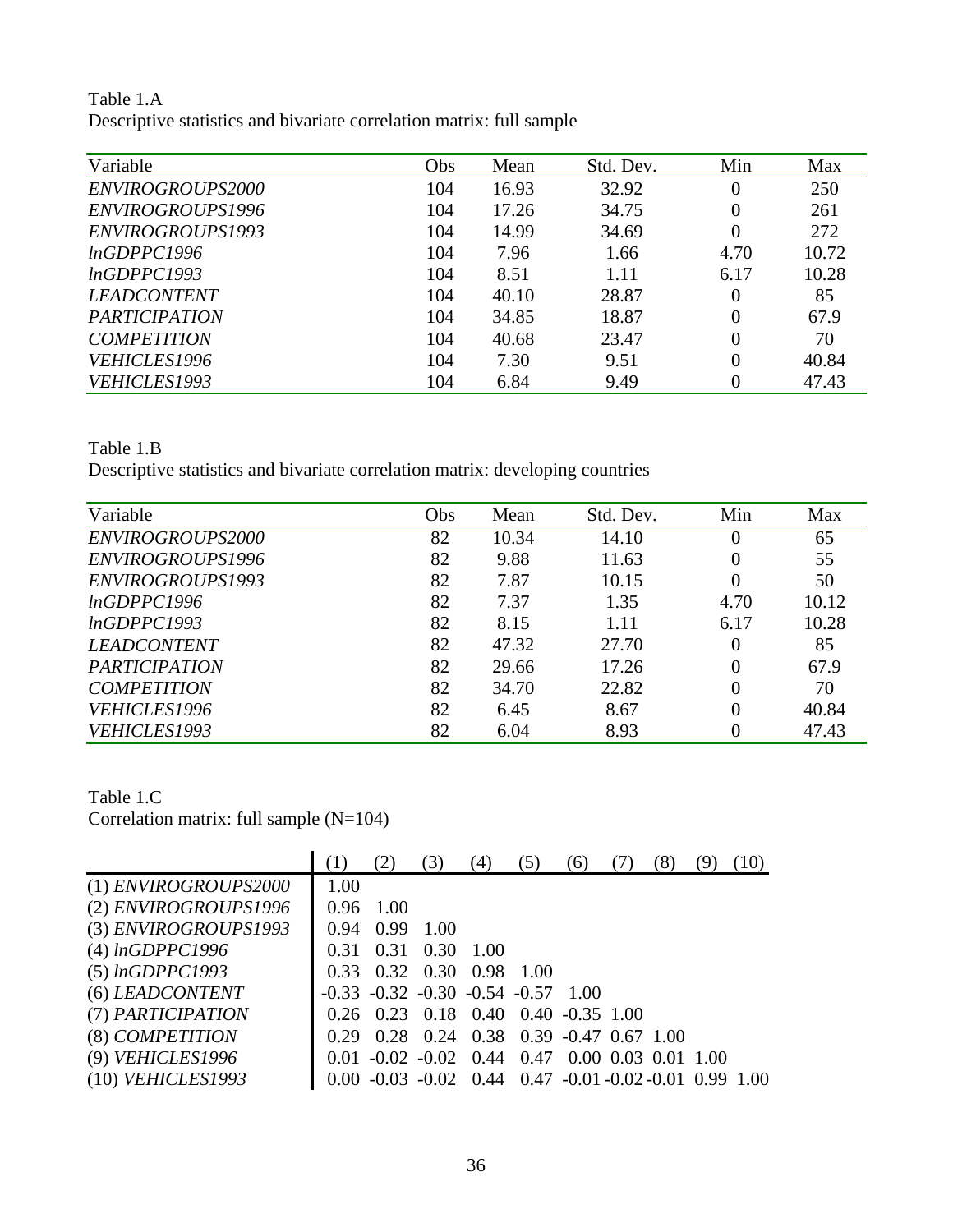Table 1.A
Descriptive statistics and bivariate correlation matrix: full sample

| Variable | Obs | Mean | Std. Dev. | Min | Max |
|---|---|---|---|---|---|
| *ENVIROGROUPS2000* | 104 | 16.93 | 32.92 | 0 | 250 |
| *ENVIROGROUPS1996* | 104 | 17.26 | 34.75 | 0 | 261 |
| *ENVIROGROUPS1993* | 104 | 14.99 | 34.69 | 0 | 272 |
| *lnGDPPC1996* | 104 | 7.96 | 1.66 | 4.70 | 10.72 |
| *lnGDPPC1993* | 104 | 8.51 | 1.11 | 6.17 | 10.28 |
| *LEADCONTENT* | 104 | 40.10 | 28.87 | 0 | 85 |
| *PARTICIPATION* | 104 | 34.85 | 18.87 | 0 | 67.9 |
| *COMPETITION* | 104 | 40.68 | 23.47 | 0 | 70 |
| *VEHICLES1996* | 104 | 7.30 | 9.51 | 0 | 40.84 |
| *VEHICLES1993* | 104 | 6.84 | 9.49 | 0 | 47.43 |

Table 1.B
Descriptive statistics and bivariate correlation matrix: developing countries

| Variable | Obs | Mean | Std. Dev. | Min | Max |
|---|---|---|---|---|---|
| *ENVIROGROUPS2000* | 82 | 10.34 | 14.10 | 0 | 65 |
| *ENVIROGROUPS1996* | 82 | 9.88 | 11.63 | 0 | 55 |
| *ENVIROGROUPS1993* | 82 | 7.87 | 10.15 | 0 | 50 |
| *lnGDPPC1996* | 82 | 7.37 | 1.35 | 4.70 | 10.12 |
| *lnGDPPC1993* | 82 | 8.15 | 1.11 | 6.17 | 10.28 |
| *LEADCONTENT* | 82 | 47.32 | 27.70 | 0 | 85 |
| *PARTICIPATION* | 82 | 29.66 | 17.26 | 0 | 67.9 |
| *COMPETITION* | 82 | 34.70 | 22.82 | 0 | 70 |
| *VEHICLES1996* | 82 | 6.45 | 8.67 | 0 | 40.84 |
| *VEHICLES1993* | 82 | 6.04 | 8.93 | 0 | 47.43 |

Table 1.C
Correlation matrix: full sample (N=104)

| | (1) | (2) | (3) | (4) | (5) | (6) | (7) | (8) | (9) | (10) |
|---|---|---|---|---|---|---|---|---|---|---|
| (1) *ENVIROGROUPS2000* | 1.00 | | | | | | | | | |
| (2) *ENVIROGROUPS1996* | 0.96 | 1.00 | | | | | | | | |
| (3) *ENVIROGROUPS1993* | 0.94 | 0.99 | 1.00 | | | | | | | |
| (4) *lnGDPPC1996* | 0.31 | 0.31 | 0.30 | 1.00 | | | | | | |
| (5) *lnGDPPC1993* | 0.33 | 0.32 | 0.30 | 0.98 | 1.00 | | | | | |
| (6) *LEADCONTENT* | -0.33 | -0.32 | -0.30 | -0.54 | -0.57 | 1.00 | | | | |
| (7) *PARTICIPATION* | 0.26 | 0.23 | 0.18 | 0.40 | 0.40 | -0.35 | 1.00 | | | |
| (8) *COMPETITION* | 0.29 | 0.28 | 0.24 | 0.38 | 0.39 | -0.47 | 0.67 | 1.00 | | |
| (9) *VEHICLES1996* | 0.01 | -0.02 | -0.02 | 0.44 | 0.47 | 0.00 | 0.03 | 0.01 | 1.00 | |
| (10) *VEHICLES1993* | 0.00 | -0.03 | -0.02 | 0.44 | 0.47 | -0.01 | -0.02 | -0.01 | 0.99 | 1.00 |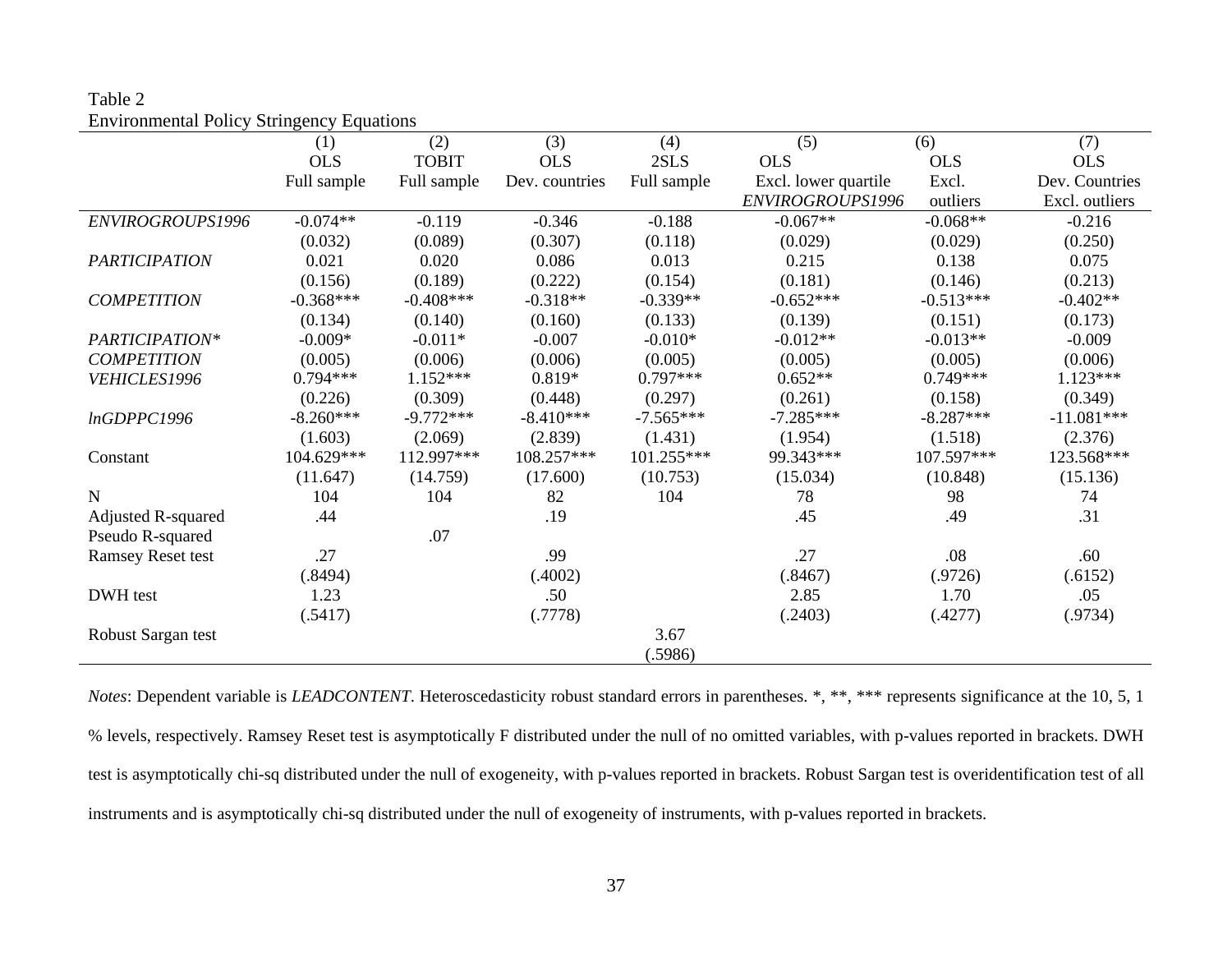Table 2
Environmental Policy Stringency Equations

| | (1) | (2) | (3) | (4) | (5) | (6) | (7) |
|---|---|---|---|---|---|---|---|
| | OLS | TOBIT | OLS | 2SLS | OLS | OLS | OLS |
| | Full sample | Full sample | Dev. countries | Full sample | Excl. lower quartile *ENVIROGROUPS1996* | Excl. outliers | Dev. Countries Excl. outliers |
| *ENVIROGROUPS1996* | -0.074** | -0.119 | -0.346 | -0.188 | -0.067** | -0.068** | -0.216 |
| | (0.032) | (0.089) | (0.307) | (0.118) | (0.029) | (0.029) | (0.250) |
| *PARTICIPATION* | 0.021 | 0.020 | 0.086 | 0.013 | 0.215 | 0.138 | 0.075 |
| | (0.156) | (0.189) | (0.222) | (0.154) | (0.181) | (0.146) | (0.213) |
| *COMPETITION* | -0.368*** | -0.408*** | -0.318** | -0.339** | -0.652*** | -0.513*** | -0.402** |
| | (0.134) | (0.140) | (0.160) | (0.133) | (0.139) | (0.151) | (0.173) |
| *PARTICIPATION*\* *COMPETITION* | -0.009* | -0.011* | -0.007 | -0.010* | -0.012** | -0.013** | -0.009 |
| | (0.005) | (0.006) | (0.006) | (0.005) | (0.005) | (0.005) | (0.006) |
| *VEHICLES1996* | 0.794*** | 1.152*** | 0.819* | 0.797*** | 0.652** | 0.749*** | 1.123*** |
| | (0.226) | (0.309) | (0.448) | (0.297) | (0.261) | (0.158) | (0.349) |
| *lnGDPPC1996* | -8.260*** | -9.772*** | -8.410*** | -7.565*** | -7.285*** | -8.287*** | -11.081*** |
| | (1.603) | (2.069) | (2.839) | (1.431) | (1.954) | (1.518) | (2.376) |
| Constant | 104.629*** | 112.997*** | 108.257*** | 101.255*** | 99.343*** | 107.597*** | 123.568*** |
| | (11.647) | (14.759) | (17.600) | (10.753) | (15.034) | (10.848) | (15.136) |
| N | 104 | 104 | 82 | 104 | 78 | 98 | 74 |
| Adjusted R-squared | .44 | | .19 | | .45 | .49 | .31 |
| Pseudo R-squared | | .07 | | | | | |
| Ramsey Reset test | .27 | | .99 | | .27 | .08 | .60 |
| | (.8494) | | (.4002) | | (.8467) | (.9726) | (.6152) |
| DWH test | 1.23 | | .50 | | 2.85 | 1.70 | .05 |
| | (.5417) | | (.7778) | | (.2403) | (.4277) | (.9734) |
| Robust Sargan test | | | | 3.67 | | | |
| | | | | (.5986) | | | |

*Notes*: Dependent variable is *LEADCONTENT*. Heteroscedasticity robust standard errors in parentheses. *, **, *** represents significance at the 10, 5, 1 % levels, respectively. Ramsey Reset test is asymptotically F distributed under the null of no omitted variables, with p-values reported in brackets. DWH test is asymptotically chi-sq distributed under the null of exogeneity, with p-values reported in brackets. Robust Sargan test is overidentification test of all instruments and is asymptotically chi-sq distributed under the null of exogeneity of instruments, with p-values reported in brackets.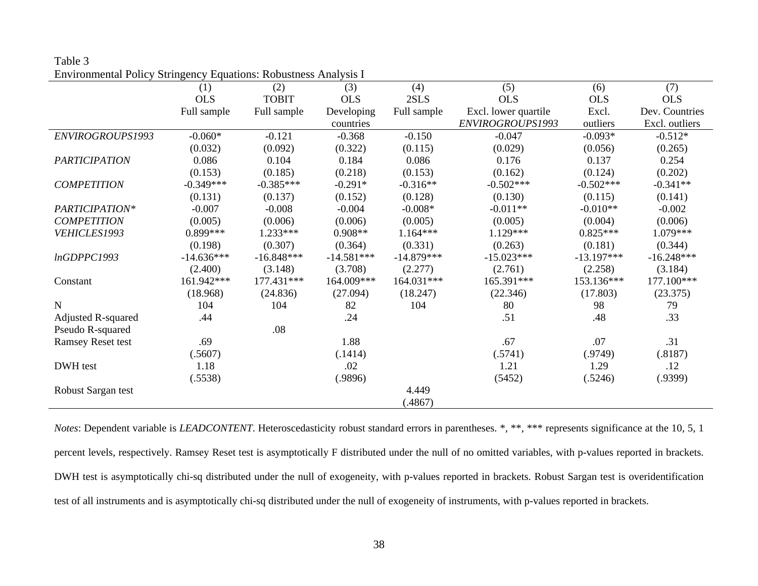Table 3
Environmental Policy Stringency Equations: Robustness Analysis I

| | (1) | (2) | (3) | (4) | (5) | (6) | (7) |
|---|---|---|---|---|---|---|---|
| | OLS | TOBIT | OLS | 2SLS | OLS | OLS | OLS |
| | Full sample | Full sample | Developing countries | Full sample | Excl. lower quartile *ENVIROGROUPS1993* | Excl. outliers | Dev. Countries Excl. outliers |
| *ENVIROGROUPS1993* | -0.060* | -0.121 | -0.368 | -0.150 | -0.047 | -0.093* | -0.512* |
| | (0.032) | (0.092) | (0.322) | (0.115) | (0.029) | (0.056) | (0.265) |
| *PARTICIPATION* | 0.086 | 0.104 | 0.184 | 0.086 | 0.176 | 0.137 | 0.254 |
| | (0.153) | (0.185) | (0.218) | (0.153) | (0.162) | (0.124) | (0.202) |
| *COMPETITION* | -0.349*** | -0.385*** | -0.291* | -0.316** | -0.502*** | -0.502*** | -0.341** |
| | (0.131) | (0.137) | (0.152) | (0.128) | (0.130) | (0.115) | (0.141) |
| *PARTICIPATION\** *COMPETITION* | -0.007 | -0.008 | -0.004 | -0.008* | -0.011** | -0.010** | -0.002 |
| | (0.005) | (0.006) | (0.006) | (0.005) | (0.005) | (0.004) | (0.006) |
| *VEHICLES1993* | 0.899*** | 1.233*** | 0.908** | 1.164*** | 1.129*** | 0.825*** | 1.079*** |
| | (0.198) | (0.307) | (0.364) | (0.331) | (0.263) | (0.181) | (0.344) |
| *lnGDPPC1993* | -14.636*** | -16.848*** | -14.581*** | -14.879*** | -15.023*** | -13.197*** | -16.248*** |
| | (2.400) | (3.148) | (3.708) | (2.277) | (2.761) | (2.258) | (3.184) |
| Constant | 161.942*** | 177.431*** | 164.009*** | 164.031*** | 165.391*** | 153.136*** | 177.100*** |
| | (18.968) | (24.836) | (27.094) | (18.247) | (22.346) | (17.803) | (23.375) |
| N | 104 | 104 | 82 | 104 | 80 | 98 | 79 |
| Adjusted R-squared | .44 | | .24 | | .51 | .48 | .33 |
| Pseudo R-squared | | .08 | | | | | |
| Ramsey Reset test | .69 | | 1.88 | | .67 | .07 | .31 |
| | (.5607) | | (.1414) | | (.5741) | (.9749) | (.8187) |
| DWH test | 1.18 | | .02 | | 1.21 | 1.29 | .12 |
| | (.5538) | | (.9896) | | (5452) | (.5246) | (.9399) |
| Robust Sargan test | | | | 4.449 | | | |
| | | | | (.4867) | | | |

*Notes*: Dependent variable is *LEADCONTENT*. Heteroscedasticity robust standard errors in parentheses. *, **, *** represents significance at the 10, 5, 1 percent levels, respectively. Ramsey Reset test is asymptotically F distributed under the null of no omitted variables, with p-values reported in brackets. DWH test is asymptotically chi-sq distributed under the null of exogeneity, with p-values reported in brackets. Robust Sargan test is overidentification test of all instruments and is asymptotically chi-sq distributed under the null of exogeneity of instruments, with p-values reported in brackets.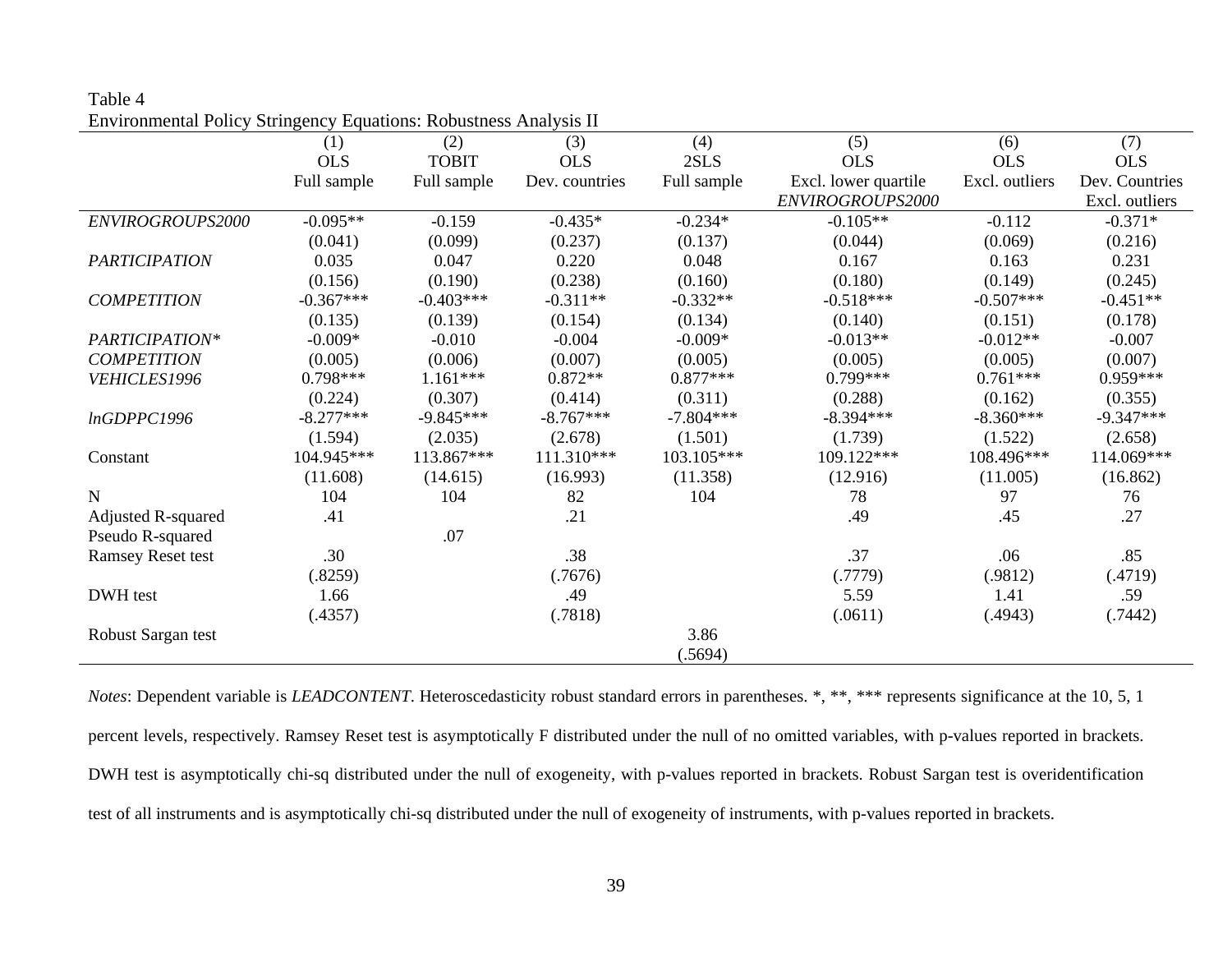Table 4
Environmental Policy Stringency Equations: Robustness Analysis II

| | (1) | (2) | (3) | (4) | (5) | (6) | (7) |
|---|---|---|---|---|---|---|---|
| | OLS | TOBIT | OLS | 2SLS | OLS | OLS | OLS |
| | Full sample | Full sample | Dev. countries | Full sample | Excl. lower quartile *ENVIROGROUPS2000* | Excl. outliers | Dev. Countries Excl. outliers |
| *ENVIROGROUPS2000* | -0.095** | -0.159 | -0.435* | -0.234* | -0.105** | -0.112 | -0.371* |
| | (0.041) | (0.099) | (0.237) | (0.137) | (0.044) | (0.069) | (0.216) |
| *PARTICIPATION* | 0.035 | 0.047 | 0.220 | 0.048 | 0.167 | 0.163 | 0.231 |
| | (0.156) | (0.190) | (0.238) | (0.160) | (0.180) | (0.149) | (0.245) |
| *COMPETITION* | -0.367*** | -0.403*** | -0.311** | -0.332** | -0.518*** | -0.507*** | -0.451** |
| | (0.135) | (0.139) | (0.154) | (0.134) | (0.140) | (0.151) | (0.178) |
| *PARTICIPATION*\* *COMPETITION* | -0.009* | -0.010 | -0.004 | -0.009* | -0.013** | -0.012** | -0.007 |
| | (0.005) | (0.006) | (0.007) | (0.005) | (0.005) | (0.005) | (0.007) |
| *VEHICLES1996* | 0.798*** | 1.161*** | 0.872** | 0.877*** | 0.799*** | 0.761*** | 0.959*** |
| | (0.224) | (0.307) | (0.414) | (0.311) | (0.288) | (0.162) | (0.355) |
| *lnGDPPC1996* | -8.277*** | -9.845*** | -8.767*** | -7.804*** | -8.394*** | -8.360*** | -9.347*** |
| | (1.594) | (2.035) | (2.678) | (1.501) | (1.739) | (1.522) | (2.658) |
| Constant | 104.945*** | 113.867*** | 111.310*** | 103.105*** | 109.122*** | 108.496*** | 114.069*** |
| | (11.608) | (14.615) | (16.993) | (11.358) | (12.916) | (11.005) | (16.862) |
| N | 104 | 104 | 82 | 104 | 78 | 97 | 76 |
| Adjusted R-squared | .41 | | .21 | | .49 | .45 | .27 |
| Pseudo R-squared | | .07 | | | | | |
| Ramsey Reset test | .30 | | .38 | | .37 | .06 | .85 |
| | (.8259) | | (.7676) | | (.7779) | (.9812) | (.4719) |
| DWH test | 1.66 | | .49 | | 5.59 | 1.41 | .59 |
| | (.4357) | | (.7818) | | (.0611) | (.4943) | (.7442) |
| Robust Sargan test | | | | 3.86 | | | |
| | | | | (.5694) | | | |

*Notes*: Dependent variable is *LEADCONTENT*. Heteroscedasticity robust standard errors in parentheses. *, **, *** represents significance at the 10, 5, 1 percent levels, respectively. Ramsey Reset test is asymptotically F distributed under the null of no omitted variables, with p-values reported in brackets. DWH test is asymptotically chi-sq distributed under the null of exogeneity, with p-values reported in brackets. Robust Sargan test is overidentification test of all instruments and is asymptotically chi-sq distributed under the null of exogeneity of instruments, with p-values reported in brackets.